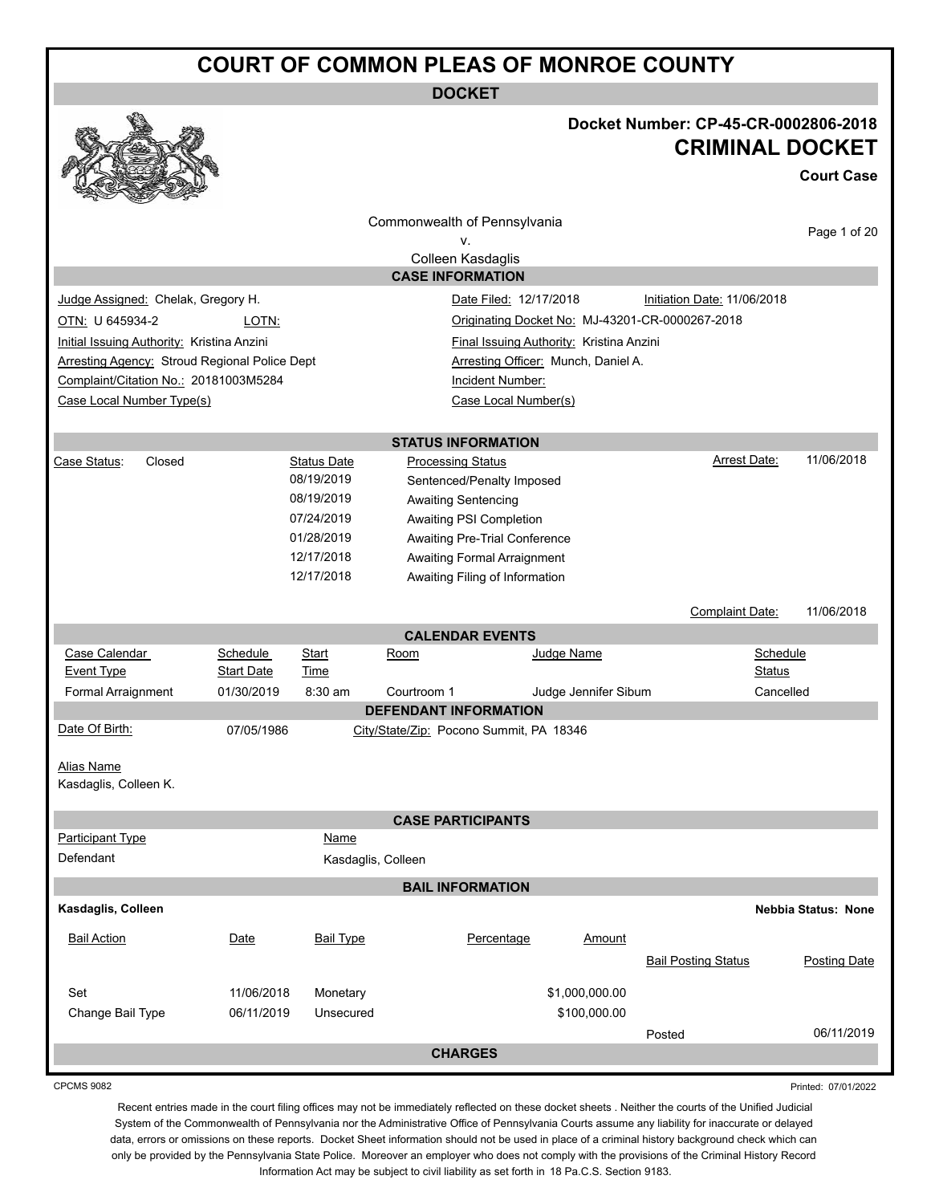# COURT OF COMMON PLEAS OF MONROE COUNTY

## DOCKET

**Docket Number: CP-45-CR-0002806-2018**

**CRIMINAL DOCKET**

**Court Case**

Commonwealth of Pennsylvania
v.
Colleen Kasdaglis

### CASE INFORMATION

| | |
|---|---|
| Judge Assigned: Chelak, Gregory H. | Date Filed: 12/17/2018 &nbsp;&nbsp; Initiation Date: 11/06/2018 |
| OTN: U 645934-2 &nbsp;&nbsp; LOTN: | Originating Docket No: MJ-43201-CR-0000267-2018 |
| Initial Issuing Authority: Kristina Anzini | Final Issuing Authority: Kristina Anzini |
| Arresting Agency: Stroud Regional Police Dept | Arresting Officer: Munch, Daniel A. |
| Complaint/Citation No.: 20181003M5284 | Incident Number: |
| Case Local Number Type(s) | Case Local Number(s) |

### STATUS INFORMATION

Case Status: Closed

Arrest Date: 11/06/2018

| Status Date | Processing Status |
|---|---|
| 08/19/2019 | Sentenced/Penalty Imposed |
| 08/19/2019 | Awaiting Sentencing |
| 07/24/2019 | Awaiting PSI Completion |
| 01/28/2019 | Awaiting Pre-Trial Conference |
| 12/17/2018 | Awaiting Formal Arraignment |
| 12/17/2018 | Awaiting Filing of Information |

Complaint Date: 11/06/2018

### CALENDAR EVENTS

| Case Calendar Event Type | Schedule Start Date | Start Time | Room | Judge Name | Schedule Status |
|---|---|---|---|---|---|
| Formal Arraignment | 01/30/2019 | 8:30 am | Courtroom 1 | Judge Jennifer Sibum | Cancelled |

### DEFENDANT INFORMATION

Date Of Birth: 07/05/1986 &nbsp;&nbsp; City/State/Zip: Pocono Summit, PA 18346

Alias Name
Kasdaglis, Colleen K.

### CASE PARTICIPANTS

| Participant Type | Name |
|---|---|
| Defendant | Kasdaglis, Colleen |

### BAIL INFORMATION

**Kasdaglis, Colleen** &nbsp;&nbsp; **Nebbia Status: None**

| Bail Action | Date | Bail Type | Percentage | Amount | Bail Posting Status | Posting Date |
|---|---|---|---|---|---|---|
| Set | 11/06/2018 | Monetary | | $1,000,000.00 | | |
| Change Bail Type | 06/11/2019 | Unsecured | | $100,000.00 | | |
| | | | | | Posted | 06/11/2019 |

### CHARGES

CPCMS 9082 &nbsp;&nbsp; Printed: 07/01/2022

Recent entries made in the court filing offices may not be immediately reflected on these docket sheets . Neither the courts of the Unified Judicial System of the Commonwealth of Pennsylvania nor the Administrative Office of Pennsylvania Courts assume any liability for inaccurate or delayed data, errors or omissions on these reports. Docket Sheet information should not be used in place of a criminal history background check which can only be provided by the Pennsylvania State Police. Moreover an employer who does not comply with the provisions of the Criminal History Record Information Act may be subject to civil liability as set forth in 18 Pa.C.S. Section 9183.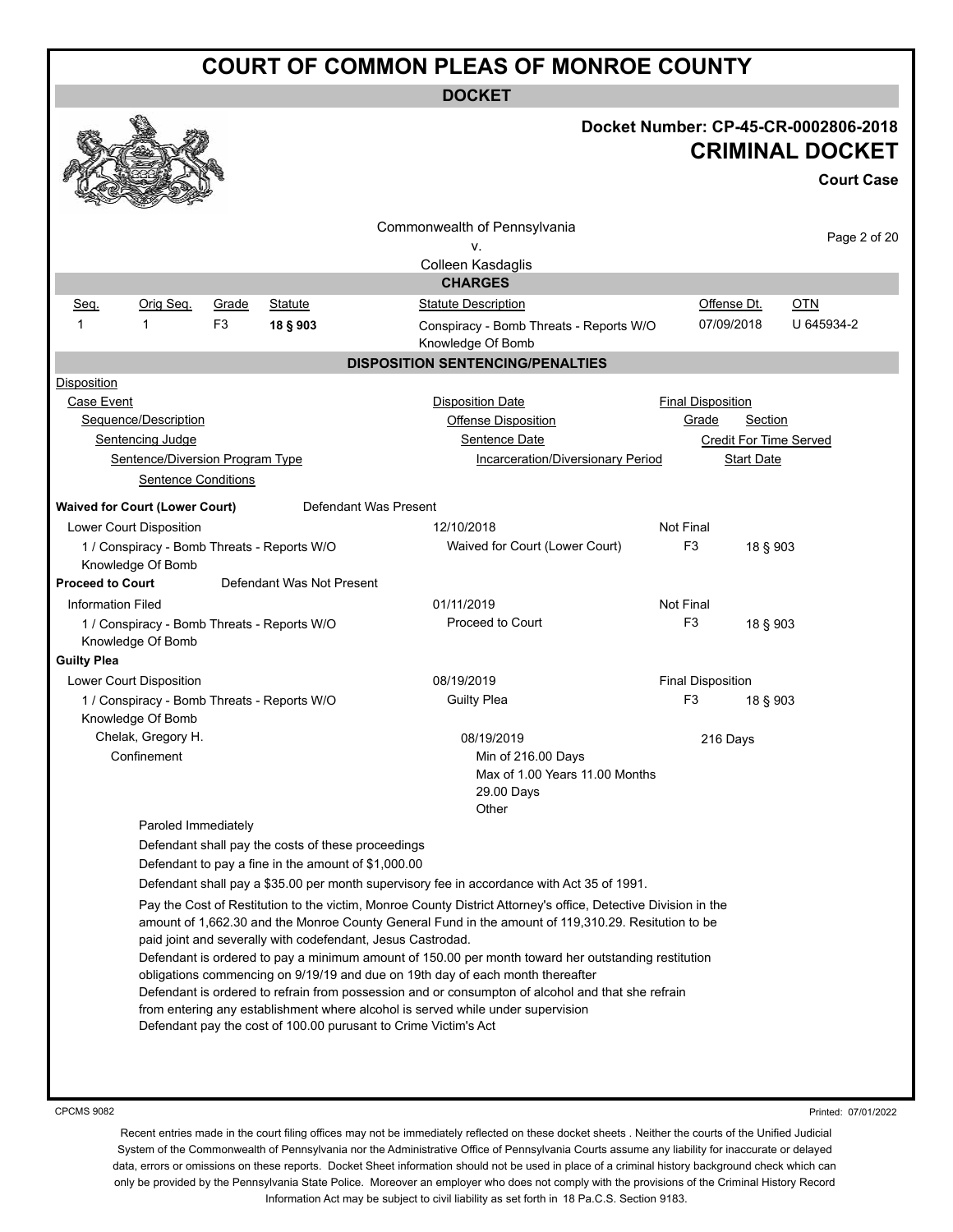# COURT OF COMMON PLEAS OF MONROE COUNTY

**DOCKET**

**Docket Number: CP-45-CR-0002806-2018**

**CRIMINAL DOCKET**

**Court Case**

Commonwealth of Pennsylvania
v.
Colleen Kasdaglis

## CHARGES

| Seq. | Orig Seq. | Grade | Statute | Statute Description | Offense Dt. | OTN |
|---|---|---|---|---|---|---|
| 1 | 1 | F3 | **18 § 903** | Conspiracy - Bomb Threats - Reports W/O Knowledge Of Bomb | 07/09/2018 | U 645934-2 |

## DISPOSITION SENTENCING/PENALTIES

| Disposition | | |
|---|---|---|
| Case Event | Disposition Date | Final Disposition |
| Sequence/Description | Offense Disposition | Grade / Section |
| Sentencing Judge | Sentence Date | Credit For Time Served |
| Sentence/Diversion Program Type | Incarceration/Diversionary Period | Start Date |
| Sentence Conditions | | |

**Waived for Court (Lower Court)** — Defendant Was Present

| Lower Court Disposition | 12/10/2018 | Not Final | | |
|---|---|---|---|---|
| 1 / Conspiracy - Bomb Threats - Reports W/O Knowledge Of Bomb | Waived for Court (Lower Court) | F3 | 18 § 903 | |

**Proceed to Court** — Defendant Was Not Present

| Information Filed | 01/11/2019 | Not Final | | |
|---|---|---|---|---|
| 1 / Conspiracy - Bomb Threats - Reports W/O Knowledge Of Bomb | Proceed to Court | F3 | 18 § 903 | |

**Guilty Plea**

| Lower Court Disposition | 08/19/2019 | Final Disposition | |
|---|---|---|---|
| 1 / Conspiracy - Bomb Threats - Reports W/O Knowledge Of Bomb | Guilty Plea | F3 | 18 § 903 |
| Chelak, Gregory H. | 08/19/2019 | 216 Days | |
| Confinement | Min of 216.00 Days<br>Max of 1.00 Years 11.00 Months 29.00 Days<br>Other | | |

Paroled Immediately

Defendant shall pay the costs of these proceedings

Defendant to pay a fine in the amount of $1,000.00

Defendant shall pay a $35.00 per month supervisory fee in accordance with Act 35 of 1991.

Pay the Cost of Restitution to the victim, Monroe County District Attorney's office, Detective Division in the amount of 1,662.30 and the Monroe County General Fund in the amount of 119,310.29. Resitution to be paid joint and severally with codefendant, Jesus Castrodad.

Defendant is ordered to pay a minimum amount of 150.00 per month toward her outstanding restitution obligations commencing on 9/19/19 and due on 19th day of each month thereafter

Defendant is ordered to refrain from possession and or consumpton of alcohol and that she refrain from entering any establishment where alcohol is served while under supervision

Defendant pay the cost of 100.00 purusant to Crime Victim's Act

CPCMS 9082

Printed: 07/01/2022

Recent entries made in the court filing offices may not be immediately reflected on these docket sheets . Neither the courts of the Unified Judicial System of the Commonwealth of Pennsylvania nor the Administrative Office of Pennsylvania Courts assume any liability for inaccurate or delayed data, errors or omissions on these reports. Docket Sheet information should not be used in place of a criminal history background check which can only be provided by the Pennsylvania State Police. Moreover an employer who does not comply with the provisions of the Criminal History Record Information Act may be subject to civil liability as set forth in 18 Pa.C.S. Section 9183.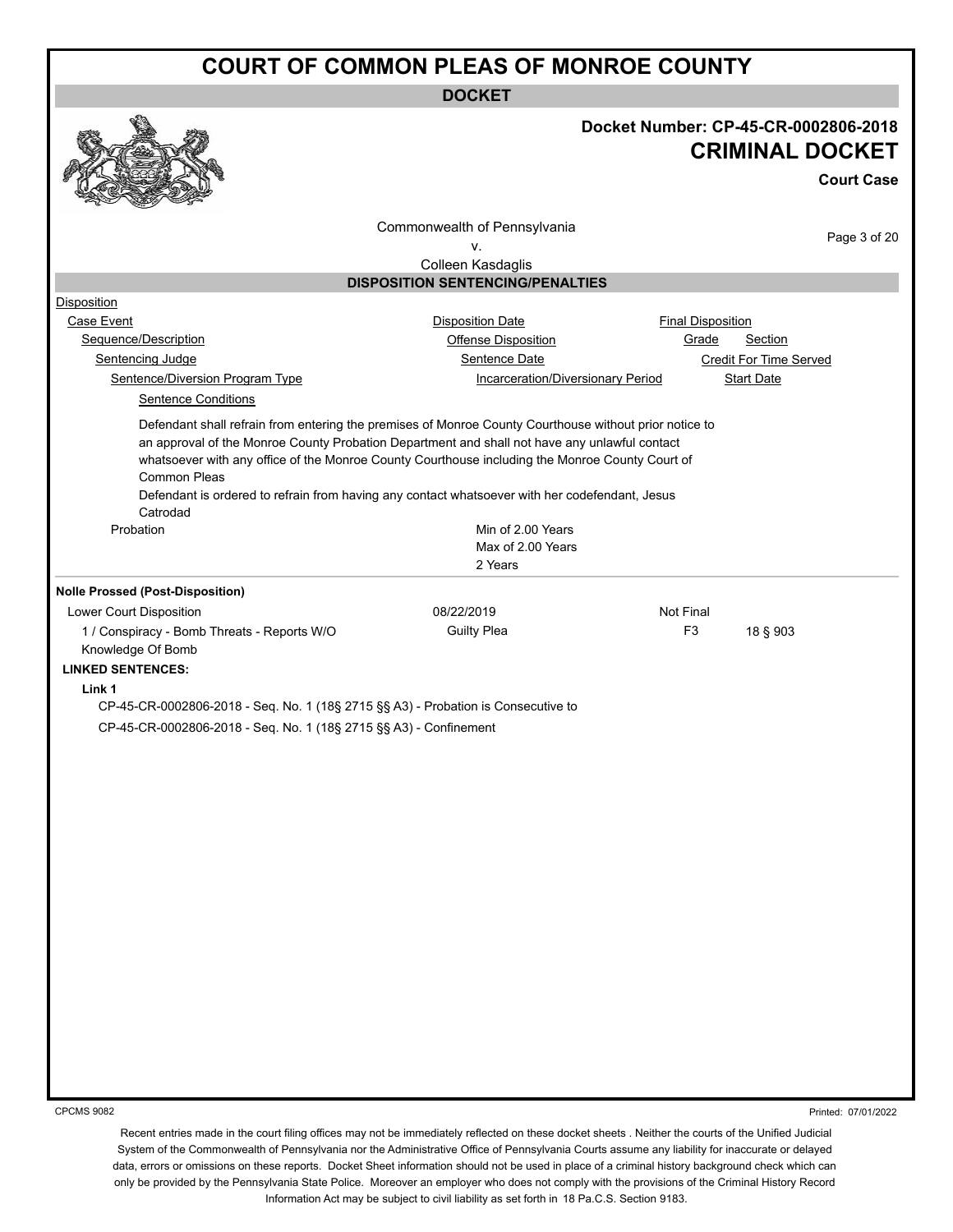# COURT OF COMMON PLEAS OF MONROE COUNTY

## DOCKET

**Docket Number: CP-45-CR-0002806-2018**

**CRIMINAL DOCKET**

**Court Case**

Commonwealth of Pennsylvania
v.
Colleen Kasdaglis

### DISPOSITION SENTENCING/PENALTIES

Disposition
Case Event | Disposition Date | Final Disposition
Sequence/Description | Offense Disposition | Grade | Section
Sentencing Judge | Sentence Date | Credit For Time Served
Sentence/Diversion Program Type | Incarceration/Diversionary Period | Start Date
Sentence Conditions

Defendant shall refrain from entering the premises of Monroe County Courthouse without prior notice to an approval of the Monroe County Probation Department and shall not have any unlawful contact whatsoever with any office of the Monroe County Courthouse including the Monroe County Court of Common Pleas

Defendant is ordered to refrain from having any contact whatsoever with her codefendant, Jesus Catrodad

| Probation | Min of 2.00 Years<br>Max of 2.00 Years<br>2 Years | | |
|---|---|---|---|

**Nolle Prossed (Post-Disposition)**

| Lower Court Disposition | 08/22/2019 | Not Final | |
|---|---|---|---|
| 1 / Conspiracy - Bomb Threats - Reports W/O Knowledge Of Bomb | Guilty Plea | F3 | 18 § 903 |

**LINKED SENTENCES:**

**Link 1**

CP-45-CR-0002806-2018 - Seq. No. 1 (18§ 2715 §§ A3) - Probation is Consecutive to

CP-45-CR-0002806-2018 - Seq. No. 1 (18§ 2715 §§ A3) - Confinement

CPCMS 9082

Printed: 07/01/2022

Recent entries made in the court filing offices may not be immediately reflected on these docket sheets . Neither the courts of the Unified Judicial System of the Commonwealth of Pennsylvania nor the Administrative Office of Pennsylvania Courts assume any liability for inaccurate or delayed data, errors or omissions on these reports. Docket Sheet information should not be used in place of a criminal history background check which can only be provided by the Pennsylvania State Police. Moreover an employer who does not comply with the provisions of the Criminal History Record Information Act may be subject to civil liability as set forth in 18 Pa.C.S. Section 9183.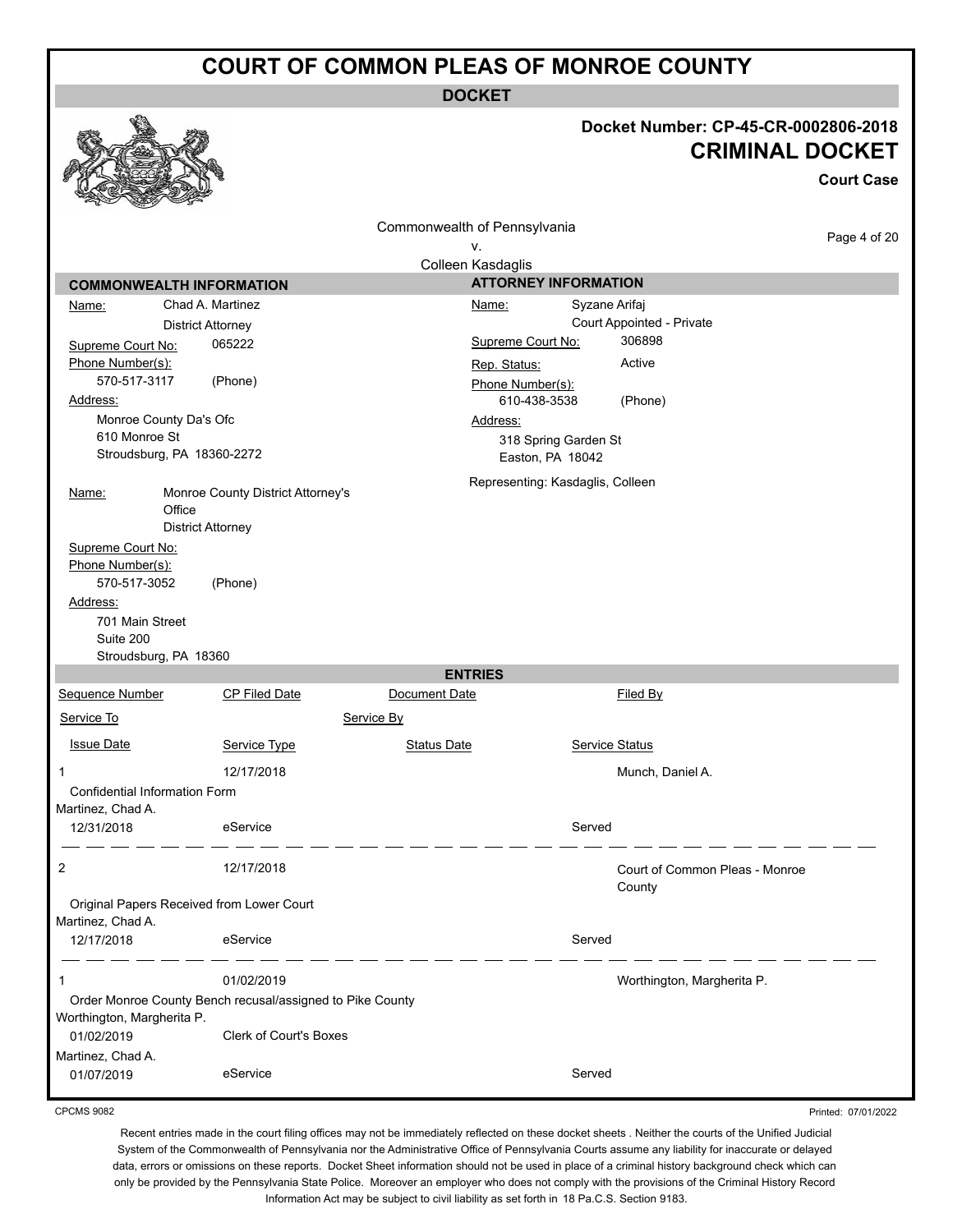# COURT OF COMMON PLEAS OF MONROE COUNTY

## DOCKET

**Docket Number: CP-45-CR-0002806-2018**

**CRIMINAL DOCKET**

**Court Case**

Commonwealth of Pennsylvania
v.
Colleen Kasdaglis

### COMMONWEALTH INFORMATION

**Name:** Chad A. Martinez
District Attorney
**Supreme Court No:** 065222
**Phone Number(s):**
570-517-3117 (Phone)
**Address:**
Monroe County Da's Ofc
610 Monroe St
Stroudsburg, PA 18360-2272

**Name:** Monroe County District Attorney's Office
District Attorney
**Supreme Court No:**
**Phone Number(s):**
570-517-3052 (Phone)
**Address:**
701 Main Street
Suite 200
Stroudsburg, PA 18360

### ATTORNEY INFORMATION

**Name:** Syzane Arifaj
Court Appointed - Private
**Supreme Court No:** 306898
**Rep. Status:** Active
**Phone Number(s):**
610-438-3538 (Phone)
**Address:**
318 Spring Garden St
Easton, PA 18042

Representing: Kasdaglis, Colleen

### ENTRIES

| Sequence Number | CP Filed Date | Document Date | Filed By |
|---|---|---|---|
| Service To | | Service By | |
| Issue Date | Service Type | Status Date | Service Status |
| 1 | 12/17/2018 | | Munch, Daniel A. |
| Confidential Information Form | | | |
| Martinez, Chad A. | | | |
| 12/31/2018 | eService | | Served |
| 2 | 12/17/2018 | | Court of Common Pleas - Monroe County |
| Original Papers Received from Lower Court | | | |
| Martinez, Chad A. | | | |
| 12/17/2018 | eService | | Served |
| 1 | 01/02/2019 | | Worthington, Margherita P. |
| Order Monroe County Bench recusal/assigned to Pike County | | | |
| Worthington, Margherita P. | | | |
| 01/02/2019 | Clerk of Court's Boxes | | |
| Martinez, Chad A. | | | |
| 01/07/2019 | eService | | Served |

CPCMS 9082

Printed: 07/01/2022

Recent entries made in the court filing offices may not be immediately reflected on these docket sheets . Neither the courts of the Unified Judicial System of the Commonwealth of Pennsylvania nor the Administrative Office of Pennsylvania Courts assume any liability for inaccurate or delayed data, errors or omissions on these reports. Docket Sheet information should not be used in place of a criminal history background check which can only be provided by the Pennsylvania State Police. Moreover an employer who does not comply with the provisions of the Criminal History Record Information Act may be subject to civil liability as set forth in 18 Pa.C.S. Section 9183.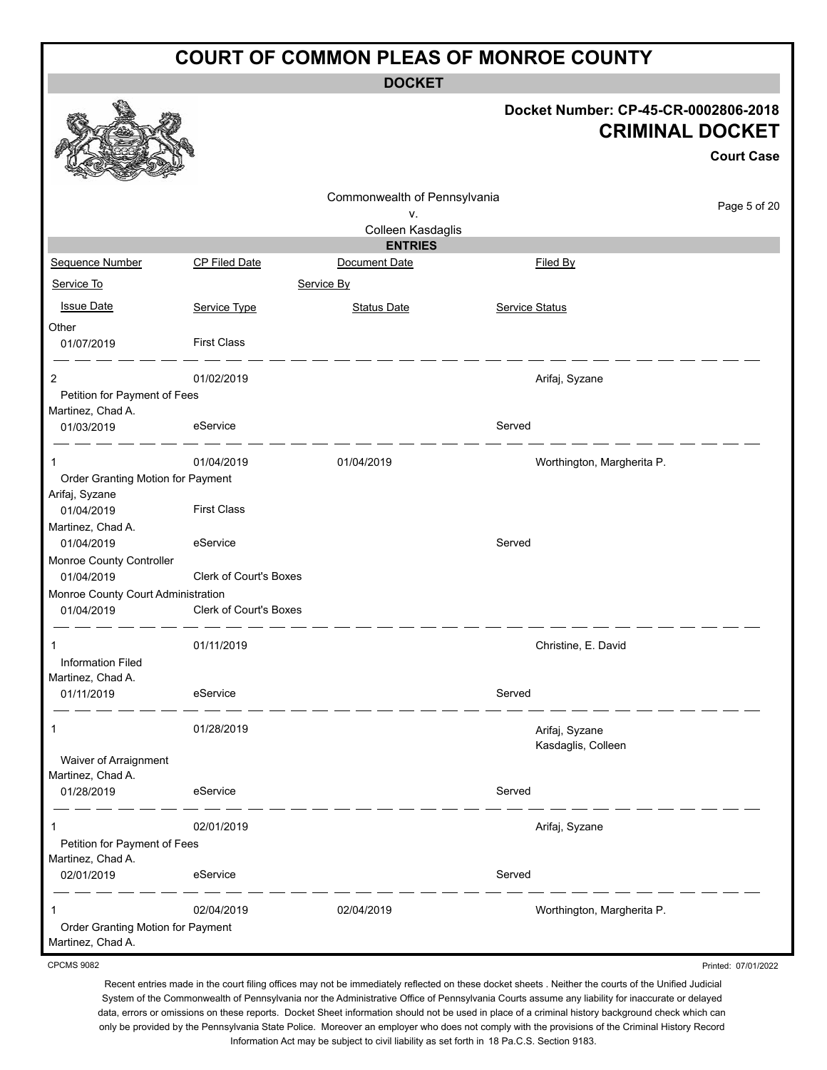# COURT OF COMMON PLEAS OF MONROE COUNTY

**DOCKET**

**Docket Number: CP-45-CR-0002806-2018**

**CRIMINAL DOCKET**

**Court Case**

Commonwealth of Pennsylvania
v.
Colleen Kasdaglis

## ENTRIES

| Sequence Number | CP Filed Date | Document Date | Filed By |
|---|---|---|---|
| Service To | | Service By | |
| Issue Date | Service Type | Status Date | Service Status |
| Other | | | |
| 01/07/2019 | First Class | | |
| 2 | 01/02/2019 | | Arifaj, Syzane |
| Petition for Payment of Fees | | | |
| Martinez, Chad A. | | | |
| 01/03/2019 | eService | | Served |
| 1 | 01/04/2019 | 01/04/2019 | Worthington, Margherita P. |
| Order Granting Motion for Payment | | | |
| Arifaj, Syzane | | | |
| 01/04/2019 | First Class | | |
| Martinez, Chad A. | | | |
| 01/04/2019 | eService | | Served |
| Monroe County Controller | | | |
| 01/04/2019 | Clerk of Court's Boxes | | |
| Monroe County Court Administration | | | |
| 01/04/2019 | Clerk of Court's Boxes | | |
| 1 | 01/11/2019 | | Christine, E. David |
| Information Filed | | | |
| Martinez, Chad A. | | | |
| 01/11/2019 | eService | | Served |
| 1 | 01/28/2019 | | Arifaj, Syzane; Kasdaglis, Colleen |
| Waiver of Arraignment | | | |
| Martinez, Chad A. | | | |
| 01/28/2019 | eService | | Served |
| 1 | 02/01/2019 | | Arifaj, Syzane |
| Petition for Payment of Fees | | | |
| Martinez, Chad A. | | | |
| 02/01/2019 | eService | | Served |
| 1 | 02/04/2019 | 02/04/2019 | Worthington, Margherita P. |
| Order Granting Motion for Payment | | | |
| Martinez, Chad A. | | | |

CPCMS 9082

Printed: 07/01/2022

Recent entries made in the court filing offices may not be immediately reflected on these docket sheets . Neither the courts of the Unified Judicial System of the Commonwealth of Pennsylvania nor the Administrative Office of Pennsylvania Courts assume any liability for inaccurate or delayed data, errors or omissions on these reports. Docket Sheet information should not be used in place of a criminal history background check which can only be provided by the Pennsylvania State Police. Moreover an employer who does not comply with the provisions of the Criminal History Record Information Act may be subject to civil liability as set forth in 18 Pa.C.S. Section 9183.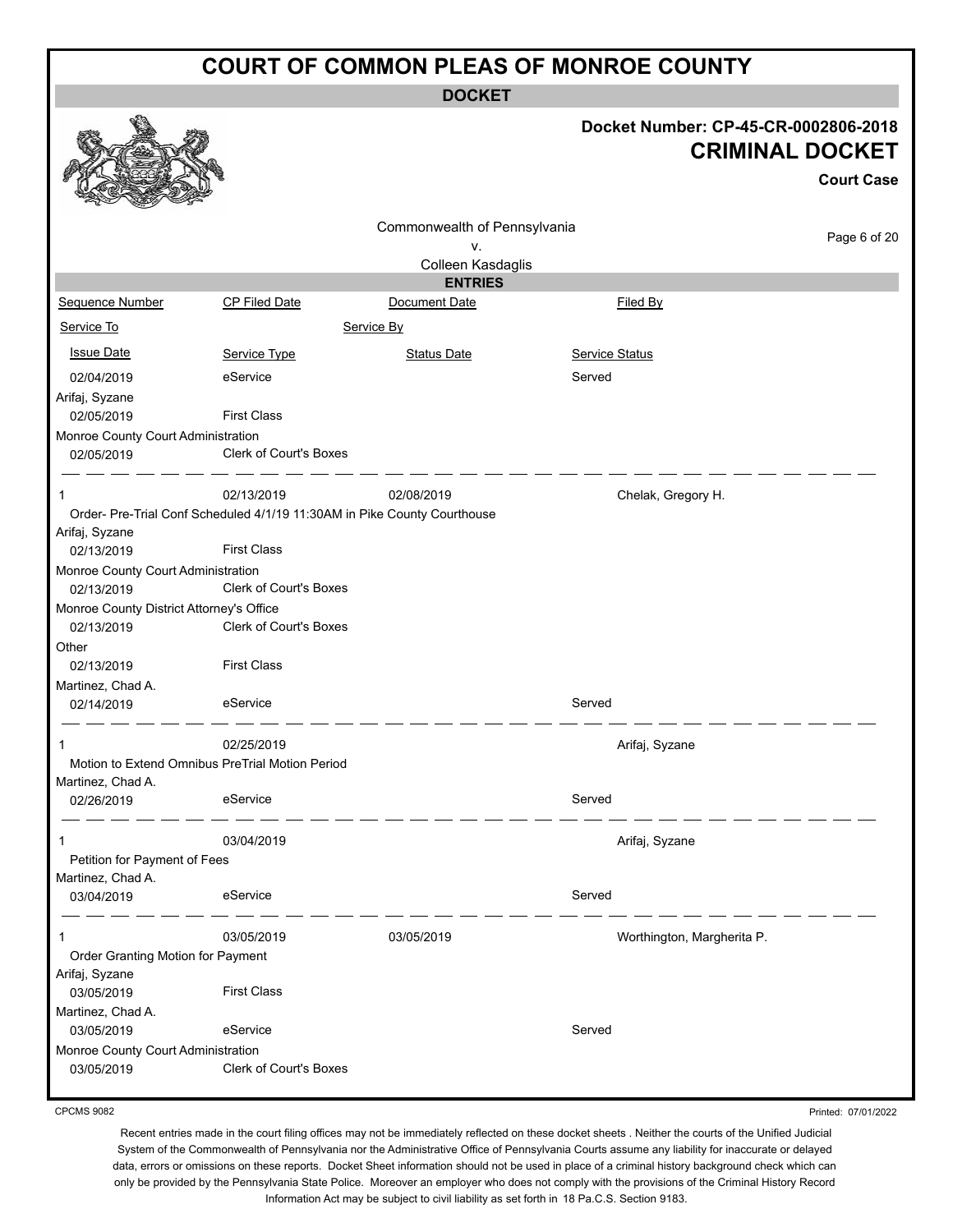# COURT OF COMMON PLEAS OF MONROE COUNTY

## DOCKET

**Docket Number: CP-45-CR-0002806-2018**

## CRIMINAL DOCKET

**Court Case**

Commonwealth of Pennsylvania
v.
Colleen Kasdaglis

### ENTRIES

| Sequence Number | CP Filed Date | Document Date | Filed By |
|---|---|---|---|
| Service To | | Service By | |
| Issue Date | Service Type | Status Date | Service Status |
| 02/04/2019 | eService | | Served |
| Arifaj, Syzane | | | |
| 02/05/2019 | First Class | | |
| Monroe County Court Administration | | | |
| 02/05/2019 | Clerk of Court's Boxes | | |
| 1 | 02/13/2019 | 02/08/2019 | Chelak, Gregory H. |
| Order- Pre-Trial Conf Scheduled 4/1/19 11:30AM in Pike County Courthouse | | | |
| Arifaj, Syzane | | | |
| 02/13/2019 | First Class | | |
| Monroe County Court Administration | | | |
| 02/13/2019 | Clerk of Court's Boxes | | |
| Monroe County District Attorney's Office | | | |
| 02/13/2019 | Clerk of Court's Boxes | | |
| Other | | | |
| 02/13/2019 | First Class | | |
| Martinez, Chad A. | | | |
| 02/14/2019 | eService | | Served |
| 1 | 02/25/2019 | | Arifaj, Syzane |
| Motion to Extend Omnibus PreTrial Motion Period | | | |
| Martinez, Chad A. | | | |
| 02/26/2019 | eService | | Served |
| 1 | 03/04/2019 | | Arifaj, Syzane |
| Petition for Payment of Fees | | | |
| Martinez, Chad A. | | | |
| 03/04/2019 | eService | | Served |
| 1 | 03/05/2019 | 03/05/2019 | Worthington, Margherita P. |
| Order Granting Motion for Payment | | | |
| Arifaj, Syzane | | | |
| 03/05/2019 | First Class | | |
| Martinez, Chad A. | | | |
| 03/05/2019 | eService | | Served |
| Monroe County Court Administration | | | |
| 03/05/2019 | Clerk of Court's Boxes | | |

CPCMS 9082 Printed: 07/01/2022

Recent entries made in the court filing offices may not be immediately reflected on these docket sheets . Neither the courts of the Unified Judicial System of the Commonwealth of Pennsylvania nor the Administrative Office of Pennsylvania Courts assume any liability for inaccurate or delayed data, errors or omissions on these reports. Docket Sheet information should not be used in place of a criminal history background check which can only be provided by the Pennsylvania State Police. Moreover an employer who does not comply with the provisions of the Criminal History Record Information Act may be subject to civil liability as set forth in 18 Pa.C.S. Section 9183.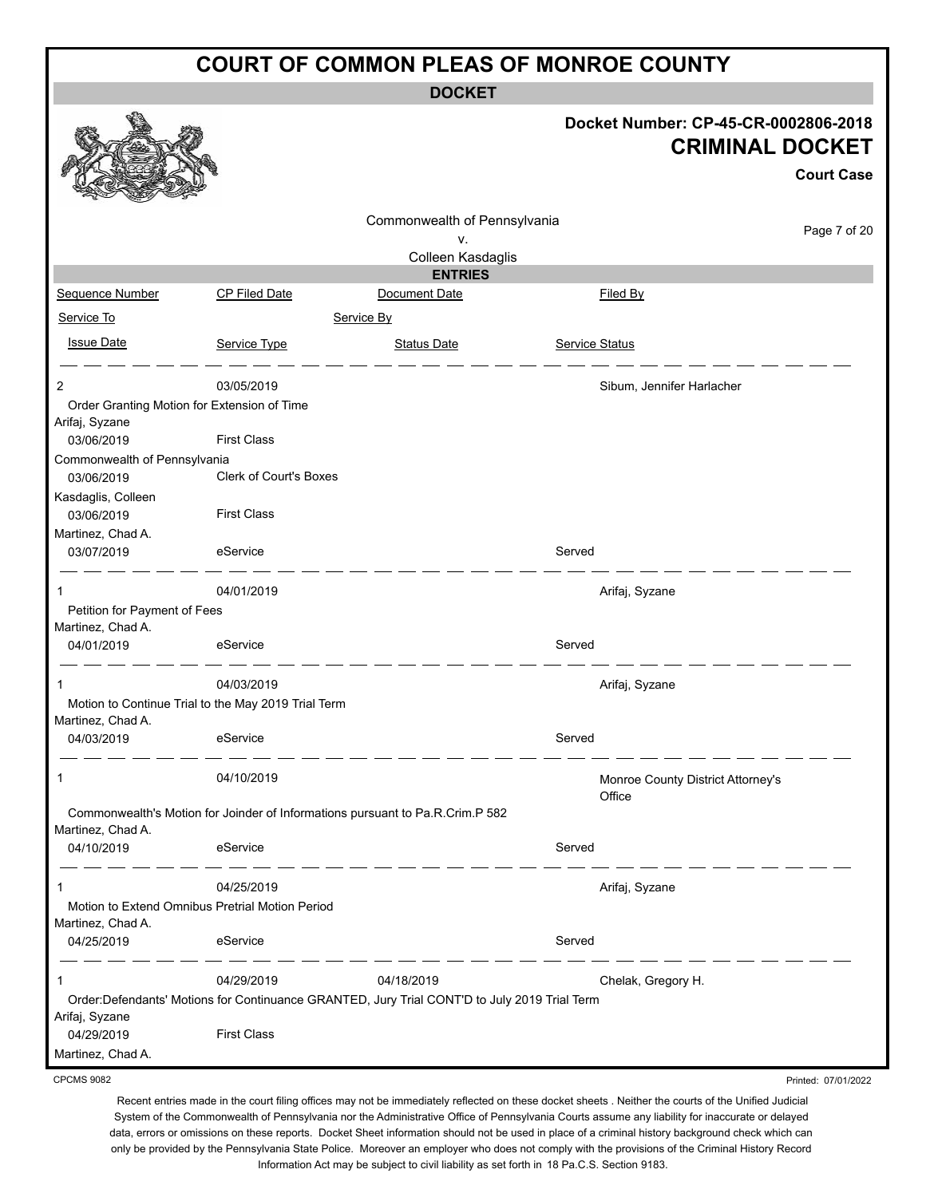# COURT OF COMMON PLEAS OF MONROE COUNTY

## DOCKET

**Docket Number: CP-45-CR-0002806-2018**

**CRIMINAL DOCKET**

**Court Case**

Commonwealth of Pennsylvania
v.
Colleen Kasdaglis

### ENTRIES

| Sequence Number | CP Filed Date | Document Date | Filed By |
|---|---|---|---|
| Service To | | Service By | |
| Issue Date | Service Type | Status Date | Service Status |

---

| | | | |
|---|---|---|---|
| 2 | 03/05/2019 | | Sibum, Jennifer Harlacher |
| Order Granting Motion for Extension of Time | | | |
| Arifaj, Syzane | | | |
| 03/06/2019 | First Class | | |
| Commonwealth of Pennsylvania | | | |
| 03/06/2019 | Clerk of Court's Boxes | | |
| Kasdaglis, Colleen | | | |
| 03/06/2019 | First Class | | |
| Martinez, Chad A. | | | |
| 03/07/2019 | eService | | Served |

---

| | | | |
|---|---|---|---|
| 1 | 04/01/2019 | | Arifaj, Syzane |
| Petition for Payment of Fees | | | |
| Martinez, Chad A. | | | |
| 04/01/2019 | eService | | Served |

---

| | | | |
|---|---|---|---|
| 1 | 04/03/2019 | | Arifaj, Syzane |
| Motion to Continue Trial to the May 2019 Trial Term | | | |
| Martinez, Chad A. | | | |
| 04/03/2019 | eService | | Served |

---

| | | | |
|---|---|---|---|
| 1 | 04/10/2019 | | Monroe County District Attorney's Office |
| Commonwealth's Motion for Joinder of Informations pursuant to Pa.R.Crim.P 582 | | | |
| Martinez, Chad A. | | | |
| 04/10/2019 | eService | | Served |

---

| | | | |
|---|---|---|---|
| 1 | 04/25/2019 | | Arifaj, Syzane |
| Motion to Extend Omnibus Pretrial Motion Period | | | |
| Martinez, Chad A. | | | |
| 04/25/2019 | eService | | Served |

---

| | | | |
|---|---|---|---|
| 1 | 04/29/2019 | 04/18/2019 | Chelak, Gregory H. |
| Order:Defendants' Motions for Continuance GRANTED, Jury Trial CONT'D to July 2019 Trial Term | | | |
| Arifaj, Syzane | | | |
| 04/29/2019 | First Class | | |
| Martinez, Chad A. | | | |

CPCMS 9082

Printed: 07/01/2022

Recent entries made in the court filing offices may not be immediately reflected on these docket sheets . Neither the courts of the Unified Judicial System of the Commonwealth of Pennsylvania nor the Administrative Office of Pennsylvania Courts assume any liability for inaccurate or delayed data, errors or omissions on these reports. Docket Sheet information should not be used in place of a criminal history background check which can only be provided by the Pennsylvania State Police. Moreover an employer who does not comply with the provisions of the Criminal History Record Information Act may be subject to civil liability as set forth in 18 Pa.C.S. Section 9183.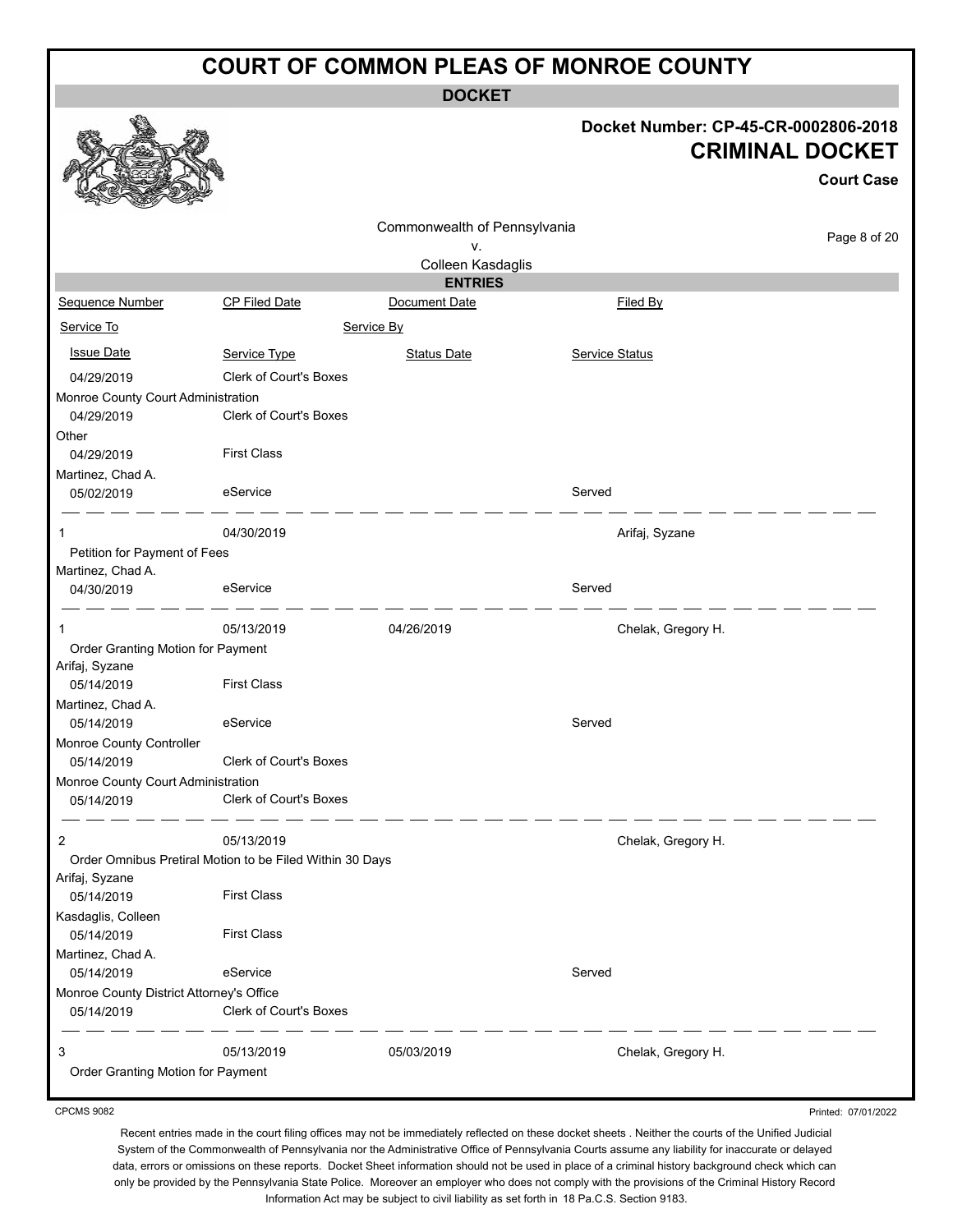# COURT OF COMMON PLEAS OF MONROE COUNTY

**DOCKET**

**Docket Number: CP-45-CR-0002806-2018**

**CRIMINAL DOCKET**

**Court Case**

Commonwealth of Pennsylvania
v.
Colleen Kasdaglis

**ENTRIES**

| Sequence Number | CP Filed Date | Document Date | Filed By |
|---|---|---|---|
| Service To | | Service By | |
| Issue Date | Service Type | Status Date | Service Status |
| 04/29/2019 | Clerk of Court's Boxes | | |
| Monroe County Court Administration | | | |
| 04/29/2019 | Clerk of Court's Boxes | | |
| Other | | | |
| 04/29/2019 | First Class | | |
| Martinez, Chad A. | | | |
| 05/02/2019 | eService | | Served |
| 1 | 04/30/2019 | | Arifaj, Syzane |
| Petition for Payment of Fees | | | |
| Martinez, Chad A. | | | |
| 04/30/2019 | eService | | Served |
| 1 | 05/13/2019 | 04/26/2019 | Chelak, Gregory H. |
| Order Granting Motion for Payment | | | |
| Arifaj, Syzane | | | |
| 05/14/2019 | First Class | | |
| Martinez, Chad A. | | | |
| 05/14/2019 | eService | | Served |
| Monroe County Controller | | | |
| 05/14/2019 | Clerk of Court's Boxes | | |
| Monroe County Court Administration | | | |
| 05/14/2019 | Clerk of Court's Boxes | | |
| 2 | 05/13/2019 | | Chelak, Gregory H. |
| Order Omnibus Pretiral Motion to be Filed Within 30 Days | | | |
| Arifaj, Syzane | | | |
| 05/14/2019 | First Class | | |
| Kasdaglis, Colleen | | | |
| 05/14/2019 | First Class | | |
| Martinez, Chad A. | | | |
| 05/14/2019 | eService | | Served |
| Monroe County District Attorney's Office | | | |
| 05/14/2019 | Clerk of Court's Boxes | | |
| 3 | 05/13/2019 | 05/03/2019 | Chelak, Gregory H. |
| Order Granting Motion for Payment | | | |

CPCMS 9082

Printed: 07/01/2022

Recent entries made in the court filing offices may not be immediately reflected on these docket sheets . Neither the courts of the Unified Judicial System of the Commonwealth of Pennsylvania nor the Administrative Office of Pennsylvania Courts assume any liability for inaccurate or delayed data, errors or omissions on these reports. Docket Sheet information should not be used in place of a criminal history background check which can only be provided by the Pennsylvania State Police. Moreover an employer who does not comply with the provisions of the Criminal History Record Information Act may be subject to civil liability as set forth in 18 Pa.C.S. Section 9183.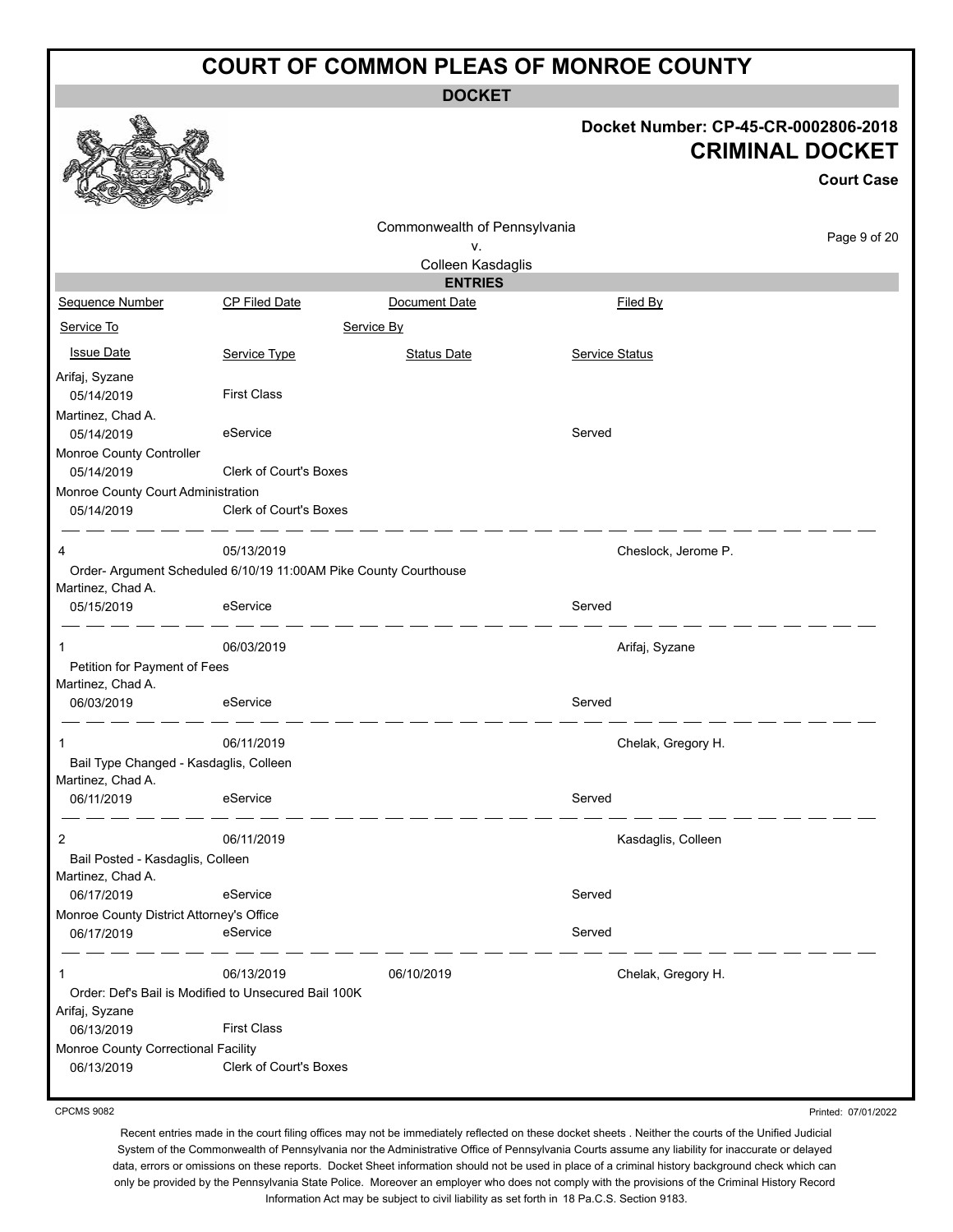# COURT OF COMMON PLEAS OF MONROE COUNTY

## DOCKET

**Docket Number: CP-45-CR-0002806-2018**

**CRIMINAL DOCKET**

**Court Case**

Commonwealth of Pennsylvania
v.
Colleen Kasdaglis

### ENTRIES

| Sequence Number | CP Filed Date | Document Date | Filed By |
|---|---|---|---|
| Service To | | Service By | |
| Issue Date | Service Type | Status Date | Service Status |

| | | | |
|---|---|---|---|
| Arifaj, Syzane | | | |
| 05/14/2019 | First Class | | |
| Martinez, Chad A. | | | |
| 05/14/2019 | eService | | Served |
| Monroe County Controller | | | |
| 05/14/2019 | Clerk of Court's Boxes | | |
| Monroe County Court Administration | | | |
| 05/14/2019 | Clerk of Court's Boxes | | |

| | | | |
|---|---|---|---|
| 4 | 05/13/2019 | | Cheslock, Jerome P. |
| Order- Argument Scheduled 6/10/19 11:00AM Pike County Courthouse | | | |
| Martinez, Chad A. | | | |
| 05/15/2019 | eService | | Served |

| | | | |
|---|---|---|---|
| 1 | 06/03/2019 | | Arifaj, Syzane |
| Petition for Payment of Fees | | | |
| Martinez, Chad A. | | | |
| 06/03/2019 | eService | | Served |

| | | | |
|---|---|---|---|
| 1 | 06/11/2019 | | Chelak, Gregory H. |
| Bail Type Changed - Kasdaglis, Colleen | | | |
| Martinez, Chad A. | | | |
| 06/11/2019 | eService | | Served |

| | | | |
|---|---|---|---|
| 2 | 06/11/2019 | | Kasdaglis, Colleen |
| Bail Posted - Kasdaglis, Colleen | | | |
| Martinez, Chad A. | | | |
| 06/17/2019 | eService | | Served |
| Monroe County District Attorney's Office | | | |
| 06/17/2019 | eService | | Served |

| | | | |
|---|---|---|---|
| 1 | 06/13/2019 | 06/10/2019 | Chelak, Gregory H. |
| Order: Def's Bail is Modified to Unsecured Bail 100K | | | |
| Arifaj, Syzane | | | |
| 06/13/2019 | First Class | | |
| Monroe County Correctional Facility | | | |
| 06/13/2019 | Clerk of Court's Boxes | | |

CPCMS 9082

Printed: 07/01/2022

Recent entries made in the court filing offices may not be immediately reflected on these docket sheets . Neither the courts of the Unified Judicial System of the Commonwealth of Pennsylvania nor the Administrative Office of Pennsylvania Courts assume any liability for inaccurate or delayed data, errors or omissions on these reports. Docket Sheet information should not be used in place of a criminal history background check which can only be provided by the Pennsylvania State Police. Moreover an employer who does not comply with the provisions of the Criminal History Record Information Act may be subject to civil liability as set forth in 18 Pa.C.S. Section 9183.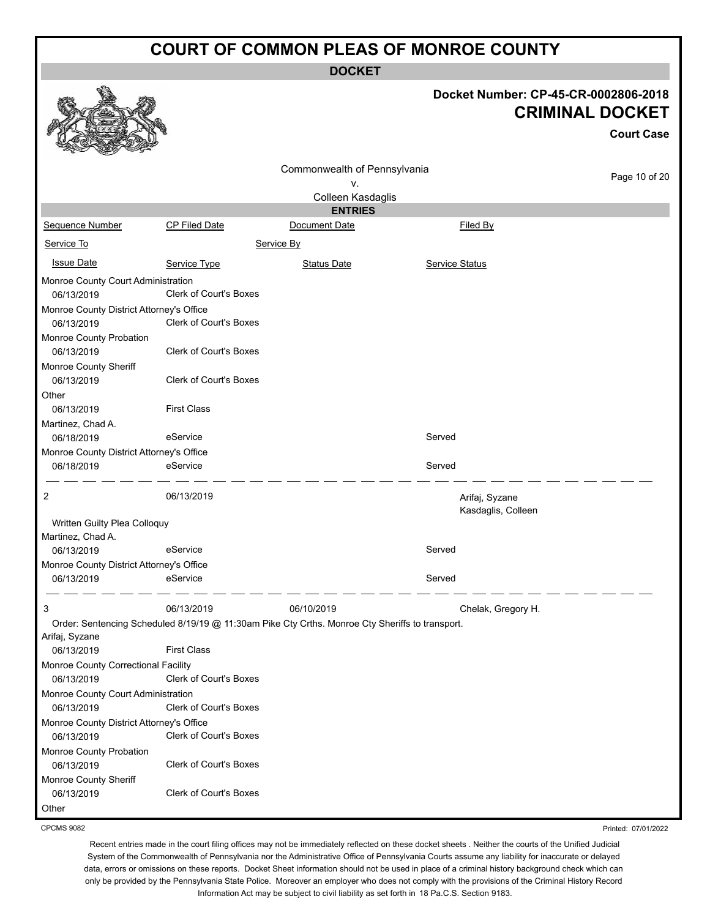# COURT OF COMMON PLEAS OF MONROE COUNTY

**DOCKET**

**Docket Number: CP-45-CR-0002806-2018**

**CRIMINAL DOCKET**

**Court Case**

Commonwealth of Pennsylvania
v.
Colleen Kasdaglis

## ENTRIES

| Sequence Number | CP Filed Date | Document Date | Filed By |
|---|---|---|---|
| Service To | | Service By | |
| Issue Date | Service Type | Status Date | Service Status |
| Monroe County Court Administration | | | |
| 06/13/2019 | Clerk of Court's Boxes | | |
| Monroe County District Attorney's Office | | | |
| 06/13/2019 | Clerk of Court's Boxes | | |
| Monroe County Probation | | | |
| 06/13/2019 | Clerk of Court's Boxes | | |
| Monroe County Sheriff | | | |
| 06/13/2019 | Clerk of Court's Boxes | | |
| Other | | | |
| 06/13/2019 | First Class | | |
| Martinez, Chad A. | | | |
| 06/18/2019 | eService | | Served |
| Monroe County District Attorney's Office | | | |
| 06/18/2019 | eService | | Served |
| 2 | 06/13/2019 | | Arifaj, Syzane<br>Kasdaglis, Colleen |
| Written Guilty Plea Colloquy | | | |
| Martinez, Chad A. | | | |
| 06/13/2019 | eService | | Served |
| Monroe County District Attorney's Office | | | |
| 06/13/2019 | eService | | Served |
| 3 | 06/13/2019 | 06/10/2019 | Chelak, Gregory H. |
| Order: Sentencing Scheduled 8/19/19 @ 11:30am Pike Cty Crths. Monroe Cty Sheriffs to transport. | | | |
| Arifaj, Syzane | | | |
| 06/13/2019 | First Class | | |
| Monroe County Correctional Facility | | | |
| 06/13/2019 | Clerk of Court's Boxes | | |
| Monroe County Court Administration | | | |
| 06/13/2019 | Clerk of Court's Boxes | | |
| Monroe County District Attorney's Office | | | |
| 06/13/2019 | Clerk of Court's Boxes | | |
| Monroe County Probation | | | |
| 06/13/2019 | Clerk of Court's Boxes | | |
| Monroe County Sheriff | | | |
| 06/13/2019 | Clerk of Court's Boxes | | |
| Other | | | |

CPCMS 9082

Printed: 07/01/2022

Recent entries made in the court filing offices may not be immediately reflected on these docket sheets . Neither the courts of the Unified Judicial System of the Commonwealth of Pennsylvania nor the Administrative Office of Pennsylvania Courts assume any liability for inaccurate or delayed data, errors or omissions on these reports. Docket Sheet information should not be used in place of a criminal history background check which can only be provided by the Pennsylvania State Police. Moreover an employer who does not comply with the provisions of the Criminal History Record Information Act may be subject to civil liability as set forth in 18 Pa.C.S. Section 9183.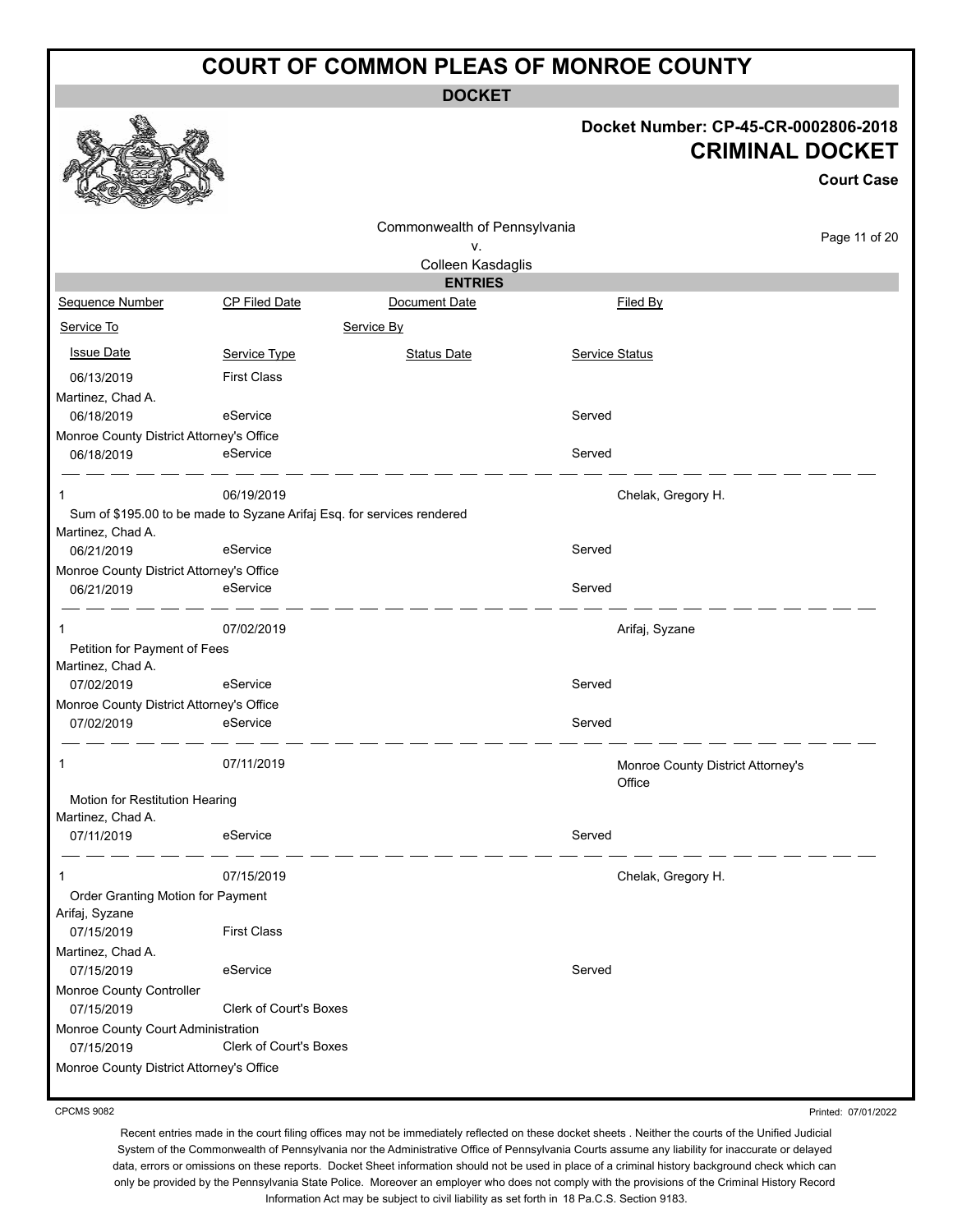# COURT OF COMMON PLEAS OF MONROE COUNTY

**DOCKET**

**Docket Number: CP-45-CR-0002806-2018**

## CRIMINAL DOCKET

**Court Case**

Commonwealth of Pennsylvania
v.
Colleen Kasdaglis

**ENTRIES**

| Sequence Number | CP Filed Date | Document Date | Filed By |
|---|---|---|---|
| Service To | | Service By | |
| Issue Date | Service Type | Status Date | Service Status |
| 06/13/2019 | First Class | | |
| Martinez, Chad A. | | | |
| 06/18/2019 | eService | | Served |
| Monroe County District Attorney's Office | | | |
| 06/18/2019 | eService | | Served |
| 1 | 06/19/2019 | | Chelak, Gregory H. |
| Sum of $195.00 to be made to Syzane Arifaj Esq. for services rendered | | | |
| Martinez, Chad A. | | | |
| 06/21/2019 | eService | | Served |
| Monroe County District Attorney's Office | | | |
| 06/21/2019 | eService | | Served |
| 1 | 07/02/2019 | | Arifaj, Syzane |
| Petition for Payment of Fees | | | |
| Martinez, Chad A. | | | |
| 07/02/2019 | eService | | Served |
| Monroe County District Attorney's Office | | | |
| 07/02/2019 | eService | | Served |
| 1 | 07/11/2019 | | Monroe County District Attorney's Office |
| Motion for Restitution Hearing | | | |
| Martinez, Chad A. | | | |
| 07/11/2019 | eService | | Served |
| 1 | 07/15/2019 | | Chelak, Gregory H. |
| Order Granting Motion for Payment | | | |
| Arifaj, Syzane | | | |
| 07/15/2019 | First Class | | |
| Martinez, Chad A. | | | |
| 07/15/2019 | eService | | Served |
| Monroe County Controller | | | |
| 07/15/2019 | Clerk of Court's Boxes | | |
| Monroe County Court Administration | | | |
| 07/15/2019 | Clerk of Court's Boxes | | |
| Monroe County District Attorney's Office | | | |

CPCMS 9082

Printed: 07/01/2022

Recent entries made in the court filing offices may not be immediately reflected on these docket sheets . Neither the courts of the Unified Judicial System of the Commonwealth of Pennsylvania nor the Administrative Office of Pennsylvania Courts assume any liability for inaccurate or delayed data, errors or omissions on these reports. Docket Sheet information should not be used in place of a criminal history background check which can only be provided by the Pennsylvania State Police. Moreover an employer who does not comply with the provisions of the Criminal History Record Information Act may be subject to civil liability as set forth in 18 Pa.C.S. Section 9183.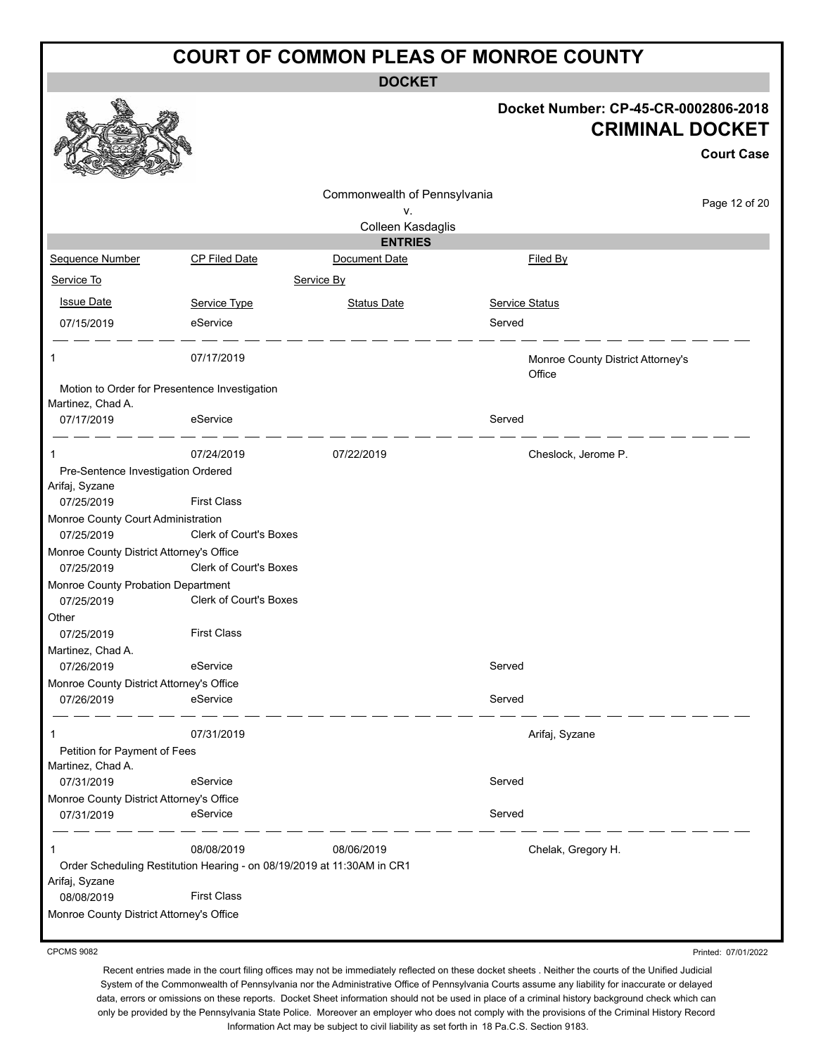# COURT OF COMMON PLEAS OF MONROE COUNTY

**DOCKET**

**Docket Number: CP-45-CR-0002806-2018**

**CRIMINAL DOCKET**

**Court Case**

Commonwealth of Pennsylvania
v.
Colleen Kasdaglis

**ENTRIES**

| Sequence Number | CP Filed Date | Document Date | Filed By |
|---|---|---|---|
| Service To | | Service By | |
| Issue Date | Service Type | Status Date | Service Status |
| 07/15/2019 | eService | | Served |
| 1 | 07/17/2019 | | Monroe County District Attorney's Office |
| Motion to Order for Presentence Investigation | | | |
| Martinez, Chad A. | | | |
| 07/17/2019 | eService | | Served |
| 1 | 07/24/2019 | 07/22/2019 | Cheslock, Jerome P. |
| Pre-Sentence Investigation Ordered | | | |
| Arifaj, Syzane | | | |
| 07/25/2019 | First Class | | |
| Monroe County Court Administration | | | |
| 07/25/2019 | Clerk of Court's Boxes | | |
| Monroe County District Attorney's Office | | | |
| 07/25/2019 | Clerk of Court's Boxes | | |
| Monroe County Probation Department | | | |
| 07/25/2019 | Clerk of Court's Boxes | | |
| Other | | | |
| 07/25/2019 | First Class | | |
| Martinez, Chad A. | | | |
| 07/26/2019 | eService | | Served |
| Monroe County District Attorney's Office | | | |
| 07/26/2019 | eService | | Served |
| 1 | 07/31/2019 | | Arifaj, Syzane |
| Petition for Payment of Fees | | | |
| Martinez, Chad A. | | | |
| 07/31/2019 | eService | | Served |
| Monroe County District Attorney's Office | | | |
| 07/31/2019 | eService | | Served |
| 1 | 08/08/2019 | 08/06/2019 | Chelak, Gregory H. |
| Order Scheduling Restitution Hearing - on 08/19/2019 at 11:30AM in CR1 | | | |
| Arifaj, Syzane | | | |
| 08/08/2019 | First Class | | |
| Monroe County District Attorney's Office | | | |

CPCMS 9082

Printed: 07/01/2022

Recent entries made in the court filing offices may not be immediately reflected on these docket sheets . Neither the courts of the Unified Judicial System of the Commonwealth of Pennsylvania nor the Administrative Office of Pennsylvania Courts assume any liability for inaccurate or delayed data, errors or omissions on these reports. Docket Sheet information should not be used in place of a criminal history background check which can only be provided by the Pennsylvania State Police. Moreover an employer who does not comply with the provisions of the Criminal History Record Information Act may be subject to civil liability as set forth in 18 Pa.C.S. Section 9183.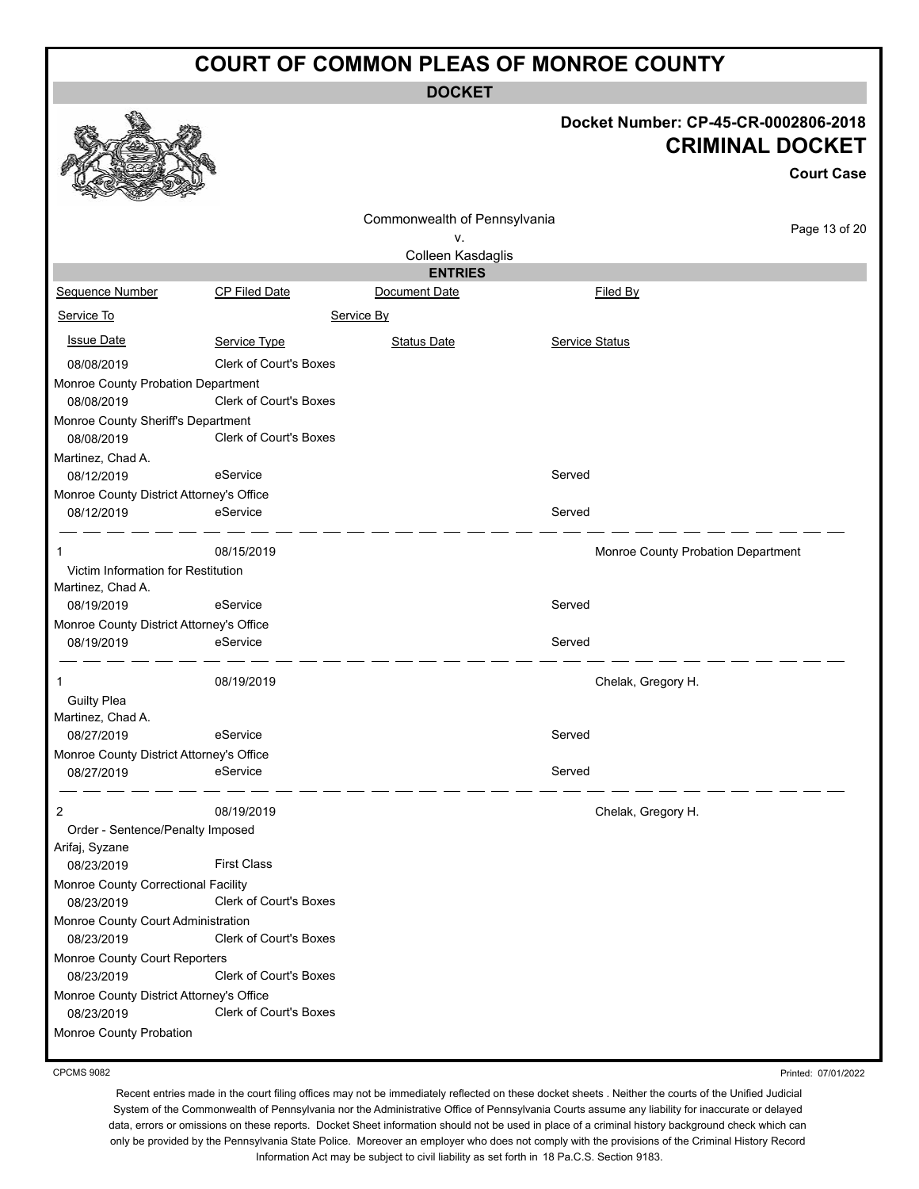# COURT OF COMMON PLEAS OF MONROE COUNTY

**DOCKET**

**Docket Number: CP-45-CR-0002806-2018**

**CRIMINAL DOCKET**

**Court Case**

Commonwealth of Pennsylvania
v.
Colleen Kasdaglis

**ENTRIES**

| Sequence Number | CP Filed Date | Document Date | Filed By |
|---|---|---|---|
| Service To | | Service By | |
| Issue Date | Service Type | Status Date | Service Status |
| 08/08/2019 | Clerk of Court's Boxes | | |
| Monroe County Probation Department | | | |
| 08/08/2019 | Clerk of Court's Boxes | | |
| Monroe County Sheriff's Department | | | |
| 08/08/2019 | Clerk of Court's Boxes | | |
| Martinez, Chad A. | | | |
| 08/12/2019 | eService | | Served |
| Monroe County District Attorney's Office | | | |
| 08/12/2019 | eService | | Served |
| 1 | 08/15/2019 | | Monroe County Probation Department |
| Victim Information for Restitution | | | |
| Martinez, Chad A. | | | |
| 08/19/2019 | eService | | Served |
| Monroe County District Attorney's Office | | | |
| 08/19/2019 | eService | | Served |
| 1 | 08/19/2019 | | Chelak, Gregory H. |
| Guilty Plea | | | |
| Martinez, Chad A. | | | |
| 08/27/2019 | eService | | Served |
| Monroe County District Attorney's Office | | | |
| 08/27/2019 | eService | | Served |
| 2 | 08/19/2019 | | Chelak, Gregory H. |
| Order - Sentence/Penalty Imposed | | | |
| Arifaj, Syzane | | | |
| 08/23/2019 | First Class | | |
| Monroe County Correctional Facility | | | |
| 08/23/2019 | Clerk of Court's Boxes | | |
| Monroe County Court Administration | | | |
| 08/23/2019 | Clerk of Court's Boxes | | |
| Monroe County Court Reporters | | | |
| 08/23/2019 | Clerk of Court's Boxes | | |
| Monroe County District Attorney's Office | | | |
| 08/23/2019 | Clerk of Court's Boxes | | |
| Monroe County Probation | | | |

CPCMS 9082

Printed: 07/01/2022

Recent entries made in the court filing offices may not be immediately reflected on these docket sheets . Neither the courts of the Unified Judicial System of the Commonwealth of Pennsylvania nor the Administrative Office of Pennsylvania Courts assume any liability for inaccurate or delayed data, errors or omissions on these reports. Docket Sheet information should not be used in place of a criminal history background check which can only be provided by the Pennsylvania State Police. Moreover an employer who does not comply with the provisions of the Criminal History Record Information Act may be subject to civil liability as set forth in 18 Pa.C.S. Section 9183.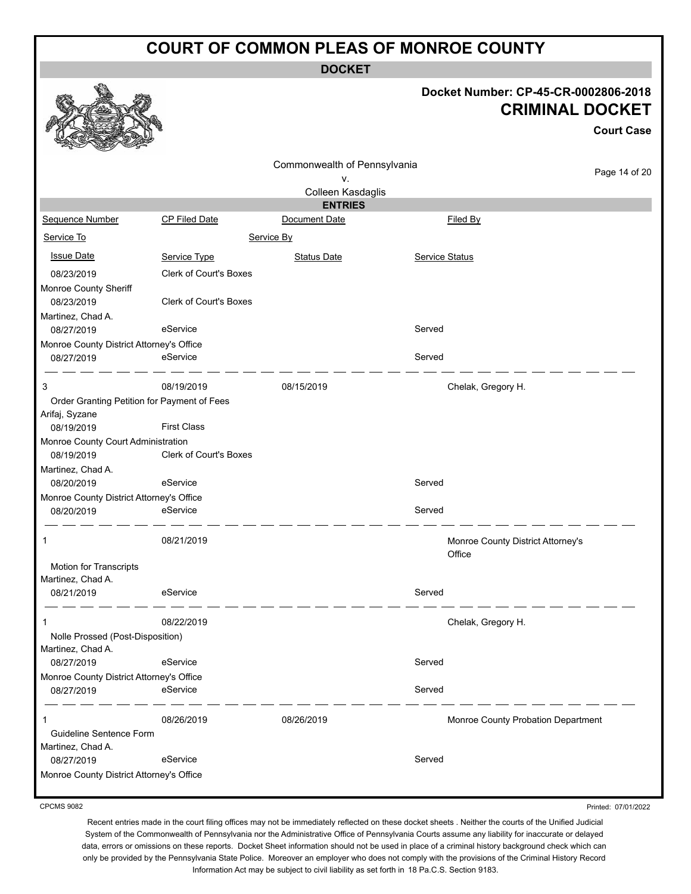# COURT OF COMMON PLEAS OF MONROE COUNTY

**DOCKET**

**Docket Number: CP-45-CR-0002806-2018**

## CRIMINAL DOCKET

**Court Case**

Commonwealth of Pennsylvania
v.
Colleen Kasdaglis

**ENTRIES**

| Sequence Number | CP Filed Date | Document Date | Filed By |
|---|---|---|---|
| Service To | | Service By | |
| Issue Date | Service Type | Status Date | Service Status |
| 08/23/2019 | Clerk of Court's Boxes | | |
| Monroe County Sheriff | | | |
| 08/23/2019 | Clerk of Court's Boxes | | |
| Martinez, Chad A. | | | |
| 08/27/2019 | eService | | Served |
| Monroe County District Attorney's Office | | | |
| 08/27/2019 | eService | | Served |
| 3 | 08/19/2019 | 08/15/2019 | Chelak, Gregory H. |
| Order Granting Petition for Payment of Fees | | | |
| Arifaj, Syzane | | | |
| 08/19/2019 | First Class | | |
| Monroe County Court Administration | | | |
| 08/19/2019 | Clerk of Court's Boxes | | |
| Martinez, Chad A. | | | |
| 08/20/2019 | eService | | Served |
| Monroe County District Attorney's Office | | | |
| 08/20/2019 | eService | | Served |
| 1 | 08/21/2019 | | Monroe County District Attorney's Office |
| Motion for Transcripts | | | |
| Martinez, Chad A. | | | |
| 08/21/2019 | eService | | Served |
| 1 | 08/22/2019 | | Chelak, Gregory H. |
| Nolle Prossed (Post-Disposition) | | | |
| Martinez, Chad A. | | | |
| 08/27/2019 | eService | | Served |
| Monroe County District Attorney's Office | | | |
| 08/27/2019 | eService | | Served |
| 1 | 08/26/2019 | 08/26/2019 | Monroe County Probation Department |
| Guideline Sentence Form | | | |
| Martinez, Chad A. | | | |
| 08/27/2019 | eService | | Served |
| Monroe County District Attorney's Office | | | |

CPCMS 9082

Printed: 07/01/2022

Recent entries made in the court filing offices may not be immediately reflected on these docket sheets . Neither the courts of the Unified Judicial System of the Commonwealth of Pennsylvania nor the Administrative Office of Pennsylvania Courts assume any liability for inaccurate or delayed data, errors or omissions on these reports. Docket Sheet information should not be used in place of a criminal history background check which can only be provided by the Pennsylvania State Police. Moreover an employer who does not comply with the provisions of the Criminal History Record Information Act may be subject to civil liability as set forth in 18 Pa.C.S. Section 9183.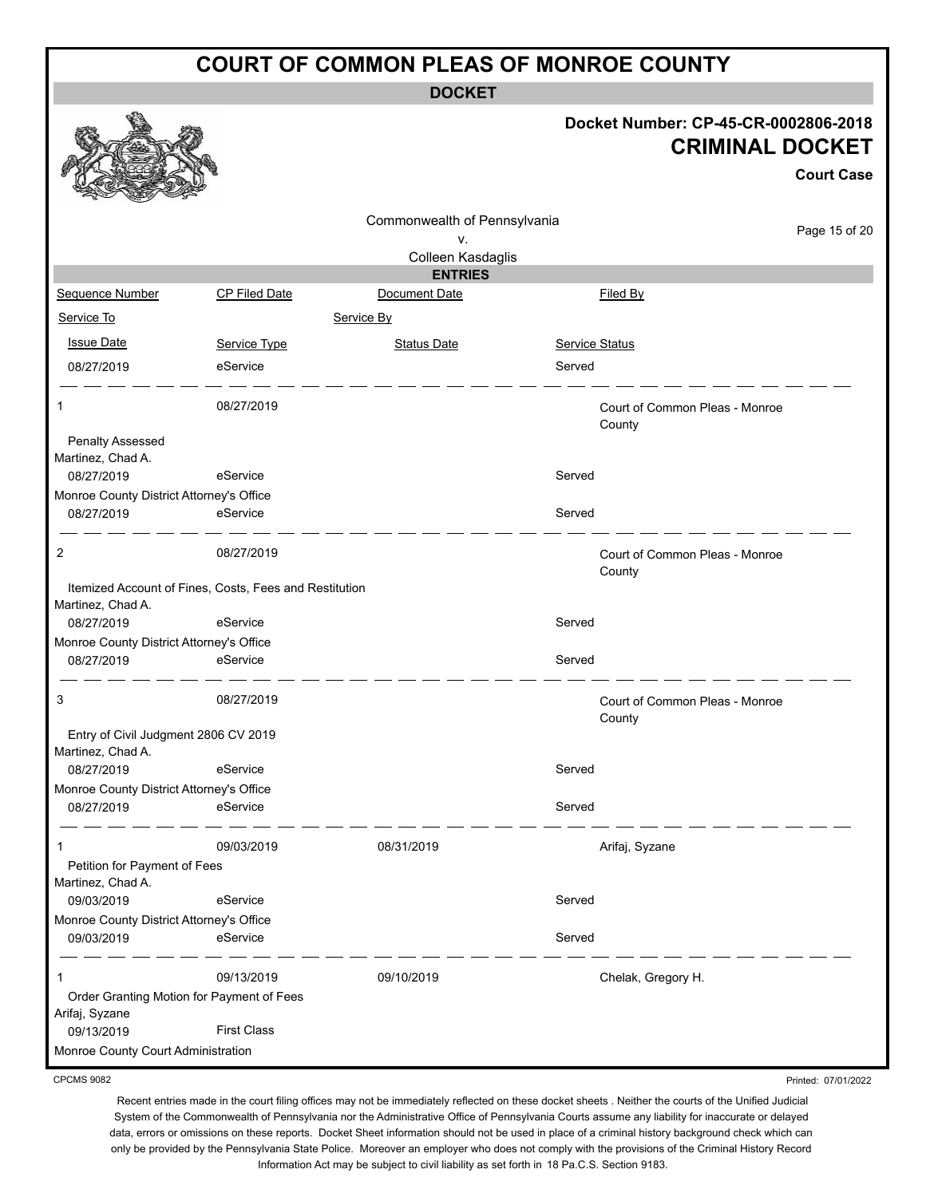# COURT OF COMMON PLEAS OF MONROE COUNTY

**DOCKET**

**Docket Number: CP-45-CR-0002806-2018**

## CRIMINAL DOCKET

**Court Case**

Commonwealth of Pennsylvania
v.
Colleen Kasdaglis

**ENTRIES**

| Sequence Number | CP Filed Date | Document Date | Filed By |
|---|---|---|---|
| Service To | | Service By | |
| Issue Date | Service Type | Status Date | Service Status |
| 08/27/2019 | eService | | Served |

| Sequence Number | CP Filed Date | Document Date | Filed By |
|---|---|---|---|
| 1 | 08/27/2019 | | Court of Common Pleas - Monroe County |
| Penalty Assessed | | | |
| Martinez, Chad A. | | | |
| 08/27/2019 | eService | | Served |
| Monroe County District Attorney's Office | | | |
| 08/27/2019 | eService | | Served |

| Sequence Number | CP Filed Date | Document Date | Filed By |
|---|---|---|---|
| 2 | 08/27/2019 | | Court of Common Pleas - Monroe County |
| Itemized Account of Fines, Costs, Fees and Restitution | | | |
| Martinez, Chad A. | | | |
| 08/27/2019 | eService | | Served |
| Monroe County District Attorney's Office | | | |
| 08/27/2019 | eService | | Served |

| Sequence Number | CP Filed Date | Document Date | Filed By |
|---|---|---|---|
| 3 | 08/27/2019 | | Court of Common Pleas - Monroe County |
| Entry of Civil Judgment 2806 CV 2019 | | | |
| Martinez, Chad A. | | | |
| 08/27/2019 | eService | | Served |
| Monroe County District Attorney's Office | | | |
| 08/27/2019 | eService | | Served |

| Sequence Number | CP Filed Date | Document Date | Filed By |
|---|---|---|---|
| 1 | 09/03/2019 | 08/31/2019 | Arifaj, Syzane |
| Petition for Payment of Fees | | | |
| Martinez, Chad A. | | | |
| 09/03/2019 | eService | | Served |
| Monroe County District Attorney's Office | | | |
| 09/03/2019 | eService | | Served |

| Sequence Number | CP Filed Date | Document Date | Filed By |
|---|---|---|---|
| 1 | 09/13/2019 | 09/10/2019 | Chelak, Gregory H. |
| Order Granting Motion for Payment of Fees | | | |
| Arifaj, Syzane | | | |
| 09/13/2019 | First Class | | |
| Monroe County Court Administration | | | |

CPCMS 9082

Printed: 07/01/2022

Recent entries made in the court filing offices may not be immediately reflected on these docket sheets . Neither the courts of the Unified Judicial System of the Commonwealth of Pennsylvania nor the Administrative Office of Pennsylvania Courts assume any liability for inaccurate or delayed data, errors or omissions on these reports. Docket Sheet information should not be used in place of a criminal history background check which can only be provided by the Pennsylvania State Police. Moreover an employer who does not comply with the provisions of the Criminal History Record Information Act may be subject to civil liability as set forth in 18 Pa.C.S. Section 9183.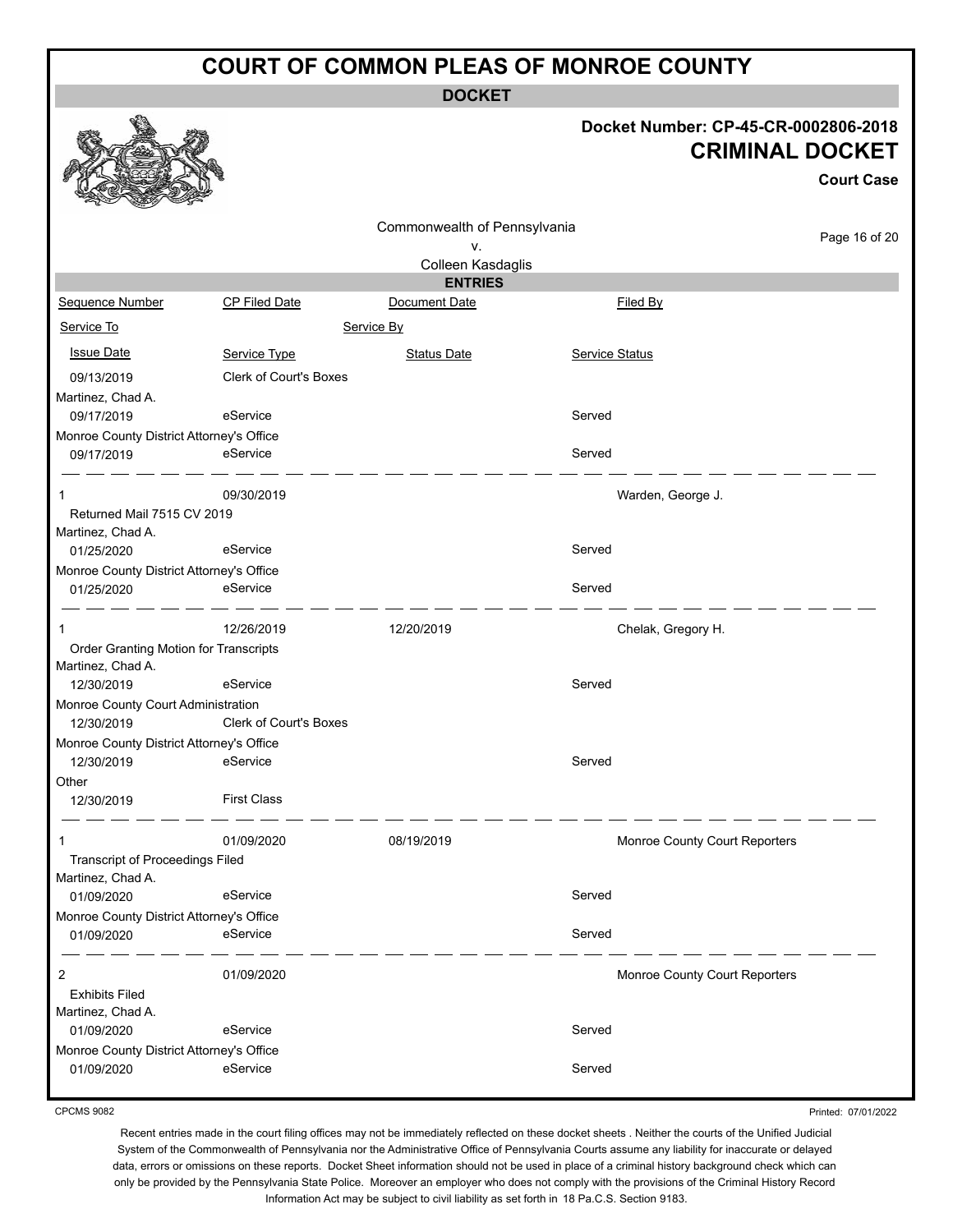# COURT OF COMMON PLEAS OF MONROE COUNTY

**DOCKET**

**Docket Number: CP-45-CR-0002806-2018**

**CRIMINAL DOCKET**

**Court Case**

Commonwealth of Pennsylvania
v.
Colleen Kasdaglis

**ENTRIES**

| Sequence Number | CP Filed Date | Document Date | Filed By |
|---|---|---|---|
| Service To | | Service By | |
| Issue Date | Service Type | Status Date | Service Status |
| 09/13/2019 | Clerk of Court's Boxes | | |
| Martinez, Chad A. | | | |
| 09/17/2019 | eService | | Served |
| Monroe County District Attorney's Office | | | |
| 09/17/2019 | eService | | Served |
| 1 | 09/30/2019 | | Warden, George J. |
| Returned Mail 7515 CV 2019 | | | |
| Martinez, Chad A. | | | |
| 01/25/2020 | eService | | Served |
| Monroe County District Attorney's Office | | | |
| 01/25/2020 | eService | | Served |
| 1 | 12/26/2019 | 12/20/2019 | Chelak, Gregory H. |
| Order Granting Motion for Transcripts | | | |
| Martinez, Chad A. | | | |
| 12/30/2019 | eService | | Served |
| Monroe County Court Administration | | | |
| 12/30/2019 | Clerk of Court's Boxes | | |
| Monroe County District Attorney's Office | | | |
| 12/30/2019 | eService | | Served |
| Other | | | |
| 12/30/2019 | First Class | | |
| 1 | 01/09/2020 | 08/19/2019 | Monroe County Court Reporters |
| Transcript of Proceedings Filed | | | |
| Martinez, Chad A. | | | |
| 01/09/2020 | eService | | Served |
| Monroe County District Attorney's Office | | | |
| 01/09/2020 | eService | | Served |
| 2 | 01/09/2020 | | Monroe County Court Reporters |
| Exhibits Filed | | | |
| Martinez, Chad A. | | | |
| 01/09/2020 | eService | | Served |
| Monroe County District Attorney's Office | | | |
| 01/09/2020 | eService | | Served |

CPCMS 9082

Printed: 07/01/2022

Recent entries made in the court filing offices may not be immediately reflected on these docket sheets . Neither the courts of the Unified Judicial System of the Commonwealth of Pennsylvania nor the Administrative Office of Pennsylvania Courts assume any liability for inaccurate or delayed data, errors or omissions on these reports. Docket Sheet information should not be used in place of a criminal history background check which can only be provided by the Pennsylvania State Police. Moreover an employer who does not comply with the provisions of the Criminal History Record Information Act may be subject to civil liability as set forth in 18 Pa.C.S. Section 9183.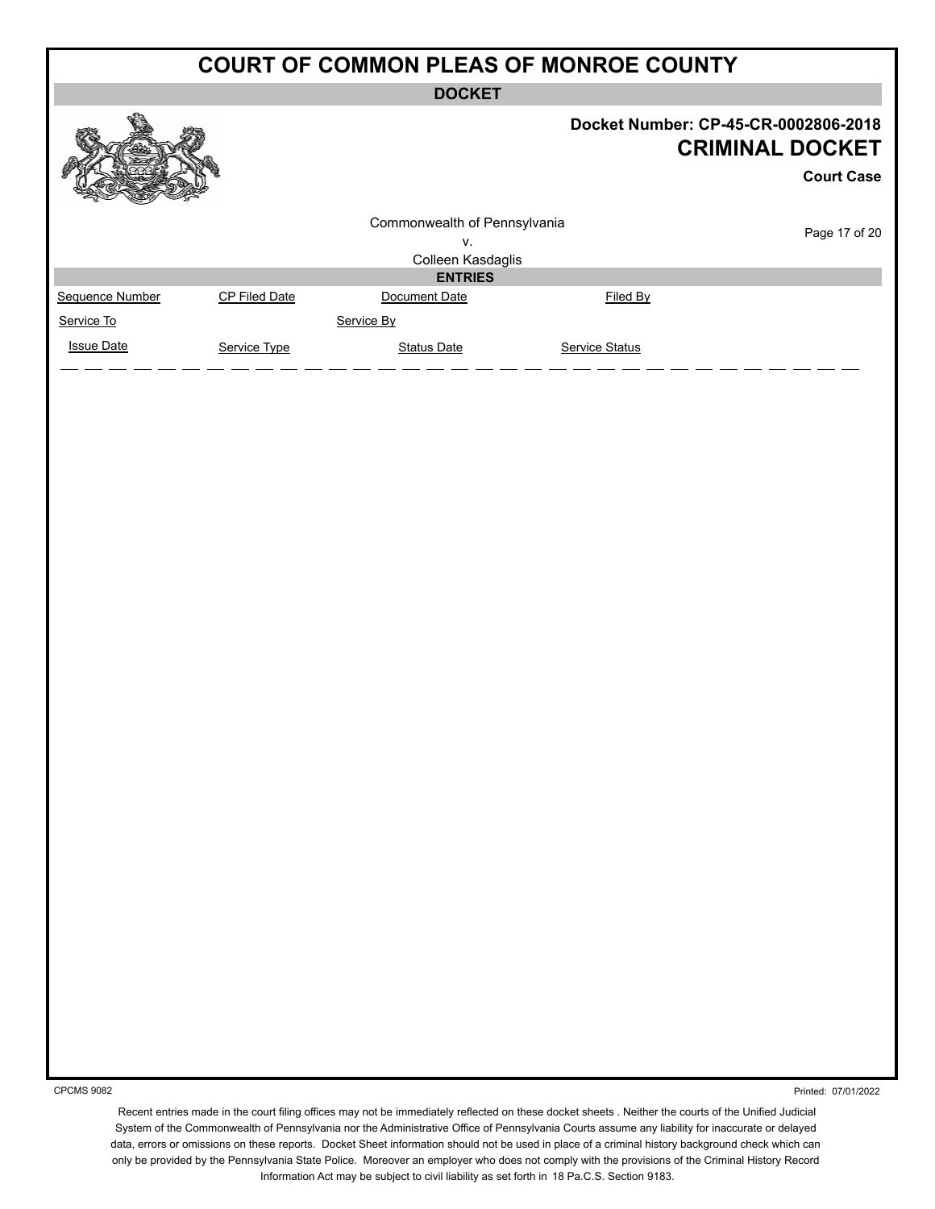# COURT OF COMMON PLEAS OF MONROE COUNTY

**DOCKET**

**Docket Number: CP-45-CR-0002806-2018**

## CRIMINAL DOCKET

**Court Case**

Commonwealth of Pennsylvania
v.
Colleen Kasdaglis

**ENTRIES**

| Sequence Number | CP Filed Date | Document Date | Filed By |
|---|---|---|---|
| Service To | | Service By | |
| Issue Date | Service Type | Status Date | Service Status |

CPCMS 9082

Printed: 07/01/2022

Recent entries made in the court filing offices may not be immediately reflected on these docket sheets . Neither the courts of the Unified Judicial System of the Commonwealth of Pennsylvania nor the Administrative Office of Pennsylvania Courts assume any liability for inaccurate or delayed data, errors or omissions on these reports. Docket Sheet information should not be used in place of a criminal history background check which can only be provided by the Pennsylvania State Police. Moreover an employer who does not comply with the provisions of the Criminal History Record Information Act may be subject to civil liability as set forth in 18 Pa.C.S. Section 9183.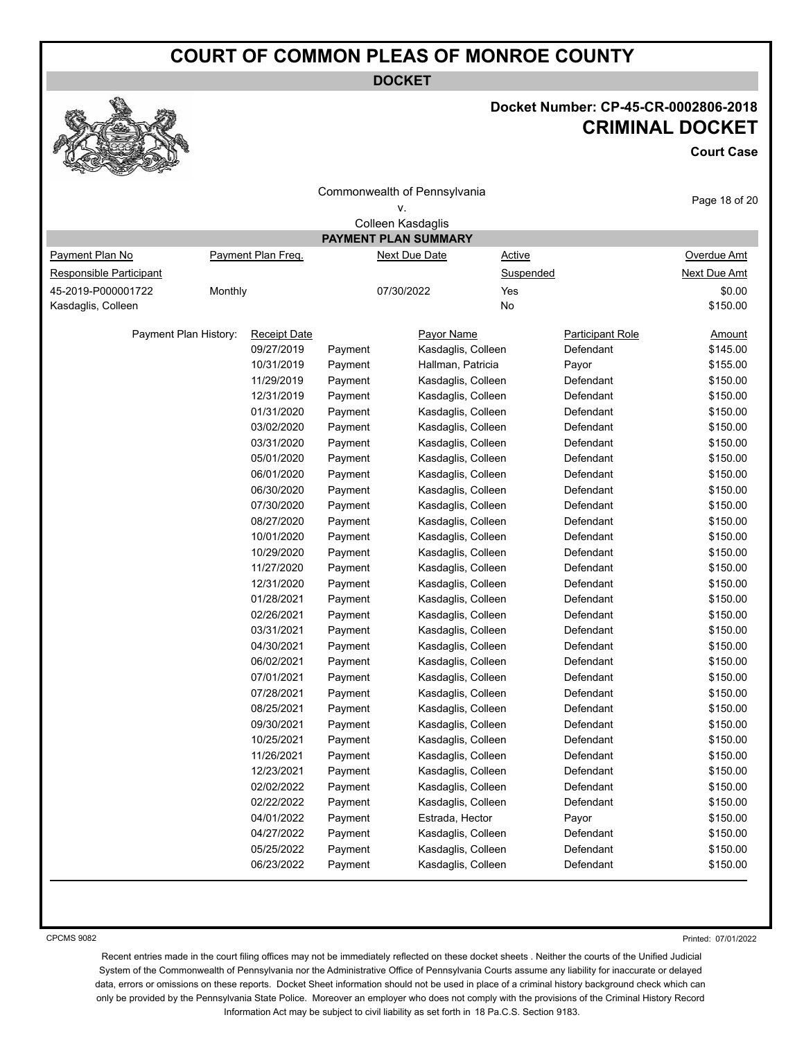# COURT OF COMMON PLEAS OF MONROE COUNTY

**DOCKET**

**Docket Number: CP-45-CR-0002806-2018**

**CRIMINAL DOCKET**

**Court Case**

Commonwealth of Pennsylvania
v.
Colleen Kasdaglis

## PAYMENT PLAN SUMMARY

| Payment Plan No | Payment Plan Freq. | Next Due Date | Active | Overdue Amt |
|---|---|---|---|---|
| Responsible Participant | | | Suspended | Next Due Amt |
| 45-2019-P000001722 | Monthly | 07/30/2022 | Yes | $0.00 |
| Kasdaglis, Colleen | | | No | $150.00 |

Payment Plan History:

| Receipt Date | | Payor Name | Participant Role | Amount |
|---|---|---|---|---|
| 09/27/2019 | Payment | Kasdaglis, Colleen | Defendant | $145.00 |
| 10/31/2019 | Payment | Hallman, Patricia | Payor | $155.00 |
| 11/29/2019 | Payment | Kasdaglis, Colleen | Defendant | $150.00 |
| 12/31/2019 | Payment | Kasdaglis, Colleen | Defendant | $150.00 |
| 01/31/2020 | Payment | Kasdaglis, Colleen | Defendant | $150.00 |
| 03/02/2020 | Payment | Kasdaglis, Colleen | Defendant | $150.00 |
| 03/31/2020 | Payment | Kasdaglis, Colleen | Defendant | $150.00 |
| 05/01/2020 | Payment | Kasdaglis, Colleen | Defendant | $150.00 |
| 06/01/2020 | Payment | Kasdaglis, Colleen | Defendant | $150.00 |
| 06/30/2020 | Payment | Kasdaglis, Colleen | Defendant | $150.00 |
| 07/30/2020 | Payment | Kasdaglis, Colleen | Defendant | $150.00 |
| 08/27/2020 | Payment | Kasdaglis, Colleen | Defendant | $150.00 |
| 10/01/2020 | Payment | Kasdaglis, Colleen | Defendant | $150.00 |
| 10/29/2020 | Payment | Kasdaglis, Colleen | Defendant | $150.00 |
| 11/27/2020 | Payment | Kasdaglis, Colleen | Defendant | $150.00 |
| 12/31/2020 | Payment | Kasdaglis, Colleen | Defendant | $150.00 |
| 01/28/2021 | Payment | Kasdaglis, Colleen | Defendant | $150.00 |
| 02/26/2021 | Payment | Kasdaglis, Colleen | Defendant | $150.00 |
| 03/31/2021 | Payment | Kasdaglis, Colleen | Defendant | $150.00 |
| 04/30/2021 | Payment | Kasdaglis, Colleen | Defendant | $150.00 |
| 06/02/2021 | Payment | Kasdaglis, Colleen | Defendant | $150.00 |
| 07/01/2021 | Payment | Kasdaglis, Colleen | Defendant | $150.00 |
| 07/28/2021 | Payment | Kasdaglis, Colleen | Defendant | $150.00 |
| 08/25/2021 | Payment | Kasdaglis, Colleen | Defendant | $150.00 |
| 09/30/2021 | Payment | Kasdaglis, Colleen | Defendant | $150.00 |
| 10/25/2021 | Payment | Kasdaglis, Colleen | Defendant | $150.00 |
| 11/26/2021 | Payment | Kasdaglis, Colleen | Defendant | $150.00 |
| 12/23/2021 | Payment | Kasdaglis, Colleen | Defendant | $150.00 |
| 02/02/2022 | Payment | Kasdaglis, Colleen | Defendant | $150.00 |
| 02/22/2022 | Payment | Kasdaglis, Colleen | Defendant | $150.00 |
| 04/01/2022 | Payment | Estrada, Hector | Payor | $150.00 |
| 04/27/2022 | Payment | Kasdaglis, Colleen | Defendant | $150.00 |
| 05/25/2022 | Payment | Kasdaglis, Colleen | Defendant | $150.00 |
| 06/23/2022 | Payment | Kasdaglis, Colleen | Defendant | $150.00 |

CPCMS 9082

Printed: 07/01/2022

Recent entries made in the court filing offices may not be immediately reflected on these docket sheets . Neither the courts of the Unified Judicial System of the Commonwealth of Pennsylvania nor the Administrative Office of Pennsylvania Courts assume any liability for inaccurate or delayed data, errors or omissions on these reports. Docket Sheet information should not be used in place of a criminal history background check which can only be provided by the Pennsylvania State Police. Moreover an employer who does not comply with the provisions of the Criminal History Record Information Act may be subject to civil liability as set forth in 18 Pa.C.S. Section 9183.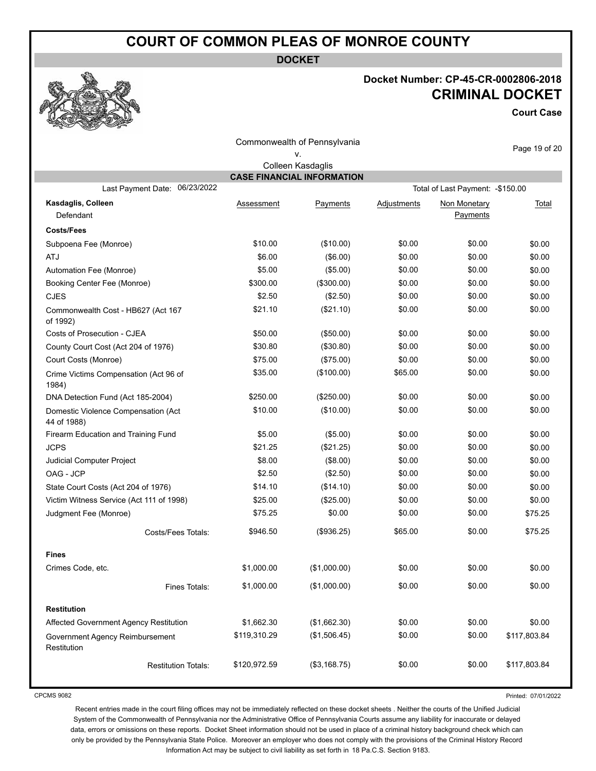# COURT OF COMMON PLEAS OF MONROE COUNTY

**DOCKET**

**Docket Number: CP-45-CR-0002806-2018**

**CRIMINAL DOCKET**

**Court Case**

Commonwealth of Pennsylvania
v.
Colleen Kasdaglis

## CASE FINANCIAL INFORMATION

Last Payment Date: 06/23/2022 | Total of Last Payment: -$150.00

| **Kasdaglis, Colleen** Defendant | Assessment | Payments | Adjustments | Non Monetary Payments | Total |
|---|---|---|---|---|---|
| **Costs/Fees** | | | | | |
| Subpoena Fee (Monroe) | $10.00 | ($10.00) | $0.00 | $0.00 | $0.00 |
| ATJ | $6.00 | ($6.00) | $0.00 | $0.00 | $0.00 |
| Automation Fee (Monroe) | $5.00 | ($5.00) | $0.00 | $0.00 | $0.00 |
| Booking Center Fee (Monroe) | $300.00 | ($300.00) | $0.00 | $0.00 | $0.00 |
| CJES | $2.50 | ($2.50) | $0.00 | $0.00 | $0.00 |
| Commonwealth Cost - HB627 (Act 167 of 1992) | $21.10 | ($21.10) | $0.00 | $0.00 | $0.00 |
| Costs of Prosecution - CJEA | $50.00 | ($50.00) | $0.00 | $0.00 | $0.00 |
| County Court Cost (Act 204 of 1976) | $30.80 | ($30.80) | $0.00 | $0.00 | $0.00 |
| Court Costs (Monroe) | $75.00 | ($75.00) | $0.00 | $0.00 | $0.00 |
| Crime Victims Compensation (Act 96 of 1984) | $35.00 | ($100.00) | $65.00 | $0.00 | $0.00 |
| DNA Detection Fund (Act 185-2004) | $250.00 | ($250.00) | $0.00 | $0.00 | $0.00 |
| Domestic Violence Compensation (Act 44 of 1988) | $10.00 | ($10.00) | $0.00 | $0.00 | $0.00 |
| Firearm Education and Training Fund | $5.00 | ($5.00) | $0.00 | $0.00 | $0.00 |
| JCPS | $21.25 | ($21.25) | $0.00 | $0.00 | $0.00 |
| Judicial Computer Project | $8.00 | ($8.00) | $0.00 | $0.00 | $0.00 |
| OAG - JCP | $2.50 | ($2.50) | $0.00 | $0.00 | $0.00 |
| State Court Costs (Act 204 of 1976) | $14.10 | ($14.10) | $0.00 | $0.00 | $0.00 |
| Victim Witness Service (Act 111 of 1998) | $25.00 | ($25.00) | $0.00 | $0.00 | $0.00 |
| Judgment Fee (Monroe) | $75.25 | $0.00 | $0.00 | $0.00 | $75.25 |
| Costs/Fees Totals: | $946.50 | ($936.25) | $65.00 | $0.00 | $75.25 |
| **Fines** | | | | | |
| Crimes Code, etc. | $1,000.00 | ($1,000.00) | $0.00 | $0.00 | $0.00 |
| Fines Totals: | $1,000.00 | ($1,000.00) | $0.00 | $0.00 | $0.00 |
| **Restitution** | | | | | |
| Affected Government Agency Restitution | $1,662.30 | ($1,662.30) | $0.00 | $0.00 | $0.00 |
| Government Agency Reimbursement Restitution | $119,310.29 | ($1,506.45) | $0.00 | $0.00 | $117,803.84 |
| Restitution Totals: | $120,972.59 | ($3,168.75) | $0.00 | $0.00 | $117,803.84 |

CPCMS 9082

Printed: 07/01/2022

Recent entries made in the court filing offices may not be immediately reflected on these docket sheets . Neither the courts of the Unified Judicial System of the Commonwealth of Pennsylvania nor the Administrative Office of Pennsylvania Courts assume any liability for inaccurate or delayed data, errors or omissions on these reports. Docket Sheet information should not be used in place of a criminal history background check which can only be provided by the Pennsylvania State Police. Moreover an employer who does not comply with the provisions of the Criminal History Record Information Act may be subject to civil liability as set forth in 18 Pa.C.S. Section 9183.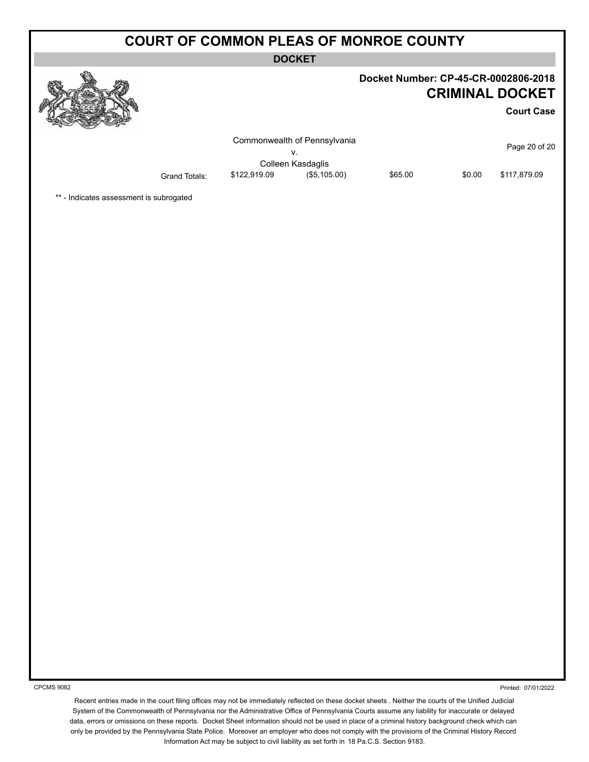| | | | | | |
|---|---|---|---|---|---|
| Grand Totals: | $122,919.09 | ($5,105.00) | $65.00 | $0.00 | $117,879.09 |

** - Indicates assessment is subrogated

CPCMS 9082

Printed: 07/01/2022

Recent entries made in the court filing offices may not be immediately reflected on these docket sheets . Neither the courts of the Unified Judicial System of the Commonwealth of Pennsylvania nor the Administrative Office of Pennsylvania Courts assume any liability for inaccurate or delayed data, errors or omissions on these reports. Docket Sheet information should not be used in place of a criminal history background check which can only be provided by the Pennsylvania State Police. Moreover an employer who does not comply with the provisions of the Criminal History Record Information Act may be subject to civil liability as set forth in 18 Pa.C.S. Section 9183.